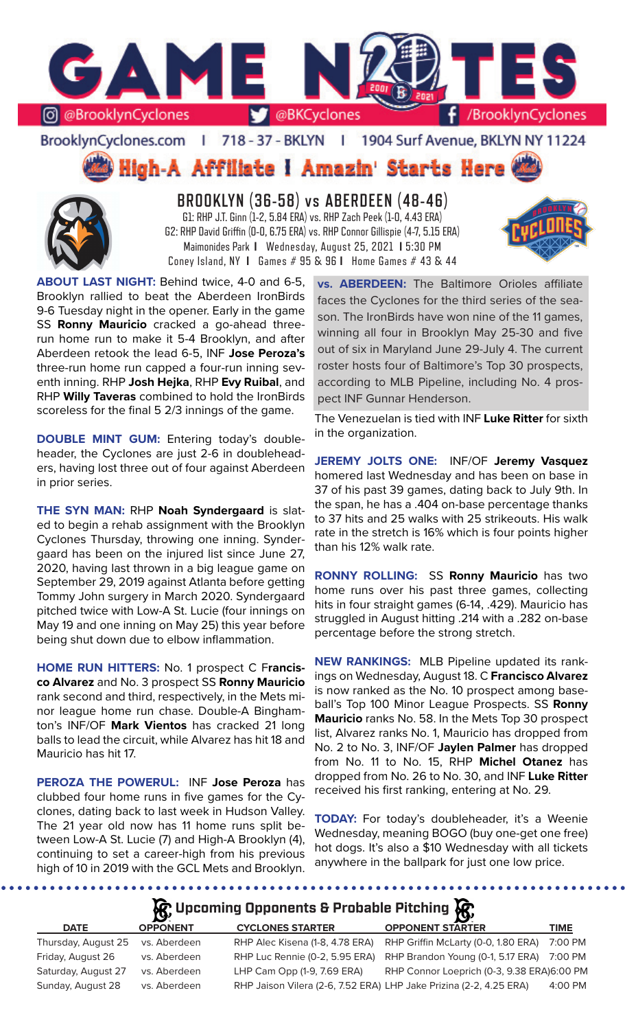# GAME NOTES

@BrooklynCyclones | @BKCyclones | /BrooklynCyclones

BrooklynCyclones.com | 718 - 37 - BKLYN | 1904 Surf Avenue, BKLYN NY 11224

## High-A Affiliate I Amazin' Starts Here

## BROOKLYN (36-58) vs ABERDEEN (48-46)

G1: RHP J.T. Ginn (1-2, 5.84 ERA) vs. RHP Zach Peek (1-0, 4.43 ERA)
G2: RHP David Griffin (0-0, 6.75 ERA) vs. RHP Connor Gillispie (4-7, 5.15 ERA)
Maimonides Park | Wednesday, August 25, 2021 | 5:30 PM
Coney Island, NY | Games # 95 & 96 | Home Games # 43 & 44

**ABOUT LAST NIGHT:** Behind twice, 4-0 and 6-5, Brooklyn rallied to beat the Aberdeen IronBirds 9-6 Tuesday night in the opener. Early in the game SS **Ronny Mauricio** cracked a go-ahead three-run home run to make it 5-4 Brooklyn, and after Aberdeen retook the lead 6-5, INF **Jose Peroza's** three-run home run capped a four-run inning seventh inning. RHP **Josh Hejka**, RHP **Evy Ruibal**, and RHP **Willy Taveras** combined to hold the IronBirds scoreless for the final 5 2/3 innings of the game.

**DOUBLE MINT GUM:** Entering today's doubleheader, the Cyclones are just 2-6 in doubleheaders, having lost three out of four against Aberdeen in prior series.

**THE SYN MAN:** RHP **Noah Syndergaard** is slated to begin a rehab assignment with the Brooklyn Cyclones Thursday, throwing one inning. Syndergaard has been on the injured list since June 27, 2020, having last thrown in a big league game on September 29, 2019 against Atlanta before getting Tommy John surgery in March 2020. Syndergaard pitched twice with Low-A St. Lucie (four innings on May 19 and one inning on May 25) this year before being shut down due to elbow inflammation.

**HOME RUN HITTERS:** No. 1 prospect C **Francisco Alvarez** and No. 3 prospect SS **Ronny Mauricio** rank second and third, respectively, in the Mets minor league home run chase. Double-A Binghamton's INF/OF **Mark Vientos** has cracked 21 long balls to lead the circuit, while Alvarez has hit 18 and Mauricio has hit 17.

**PEROZA THE POWERUL:** INF **Jose Peroza** has clubbed four home runs in five games for the Cyclones, dating back to last week in Hudson Valley. The 21 year old now has 11 home runs split between Low-A St. Lucie (7) and High-A Brooklyn (4), continuing to set a career-high from his previous high of 10 in 2019 with the GCL Mets and Brooklyn. The Venezuelan is tied with INF **Luke Ritter** for sixth in the organization.

**vs. ABERDEEN:** The Baltimore Orioles affiliate faces the Cyclones for the third series of the season. The IronBirds have won nine of the 11 games, winning all four in Brooklyn May 25-30 and five out of six in Maryland June 29-July 4. The current roster hosts four of Baltimore's Top 30 prospects, according to MLB Pipeline, including No. 4 prospect INF Gunnar Henderson.

**JEREMY JOLTS ONE:** INF/OF **Jeremy Vasquez** homered last Wednesday and has been on base in 37 of his past 39 games, dating back to July 9th. In the span, he has a .404 on-base percentage thanks to 37 hits and 25 walks with 25 strikeouts. His walk rate in the stretch is 16% which is four points higher than his 12% walk rate.

**RONNY ROLLING:** SS **Ronny Mauricio** has two home runs over his past three games, collecting hits in four straight games (6-14, .429). Mauricio has struggled in August hitting .214 with a .282 on-base percentage before the strong stretch.

**NEW RANKINGS:** MLB Pipeline updated its rankings on Wednesday, August 18. C **Francisco Alvarez** is now ranked as the No. 10 prospect among baseball's Top 100 Minor League Prospects. SS **Ronny Mauricio** ranks No. 58. In the Mets Top 30 prospect list, Alvarez ranks No. 1, Mauricio has dropped from No. 2 to No. 3, INF/OF **Jaylen Palmer** has dropped from No. 11 to No. 15, RHP **Michel Otanez** has dropped from No. 26 to No. 30, and INF **Luke Ritter** received his first ranking, entering at No. 29.

**TODAY:** For today's doubleheader, it's a Weenie Wednesday, meaning BOGO (buy one-get one free) hot dogs. It's also a $10 Wednesday with all tickets anywhere in the ballpark for just one low price.

## Upcoming Opponents & Probable Pitching

| DATE | OPPONENT | CYCLONES STARTER | OPPONENT STARTER | TIME |
|---|---|---|---|---|
| Thursday, August 25 | vs. Aberdeen | RHP Alec Kisena (1-8, 4.78 ERA) | RHP Griffin McLarty (0-0, 1.80 ERA) | 7:00 PM |
| Friday, August 26 | vs. Aberdeen | RHP Luc Rennie (0-2, 5.95 ERA) | RHP Brandon Young (0-1, 5.17 ERA) | 7:00 PM |
| Saturday, August 27 | vs. Aberdeen | LHP Cam Opp (1-9, 7.69 ERA) | RHP Connor Loeprich (0-3, 9.38 ERA) | 6:00 PM |
| Sunday, August 28 | vs. Aberdeen | RHP Jaison Vilera (2-6, 7.52 ERA) | LHP Jake Prizina (2-2, 4.25 ERA) | 4:00 PM |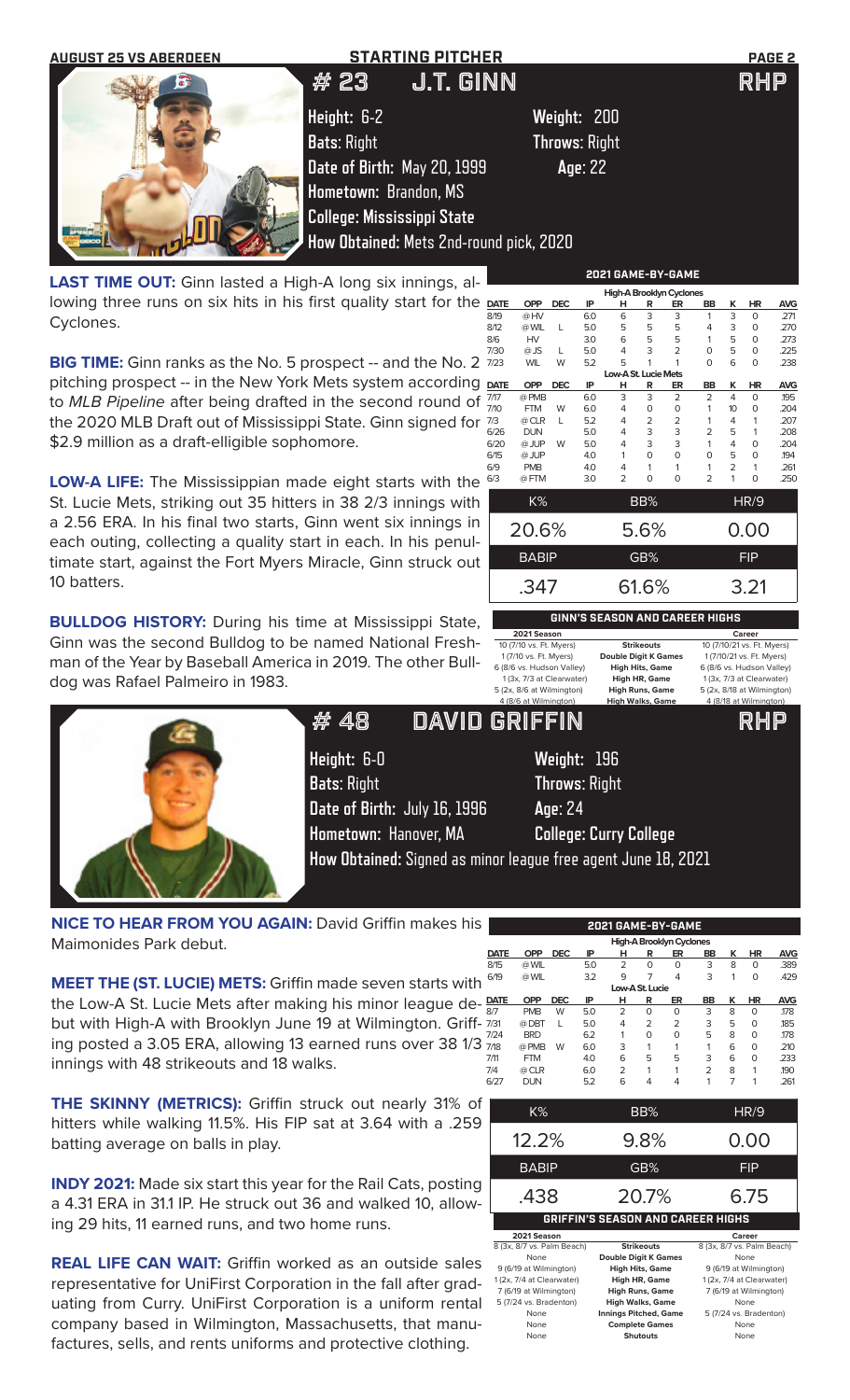AUGUST 25 VS ABERDEEN

## STARTING PITCHER

# # 23 J.T. GINN — RHP

**Height:** 6-2 **Weight:** 200

**Bats:** Right **Throws:** Right

**Date of Birth:** May 20, 1999 **Age:** 22

**Hometown:** Brandon, MS

**College:** Mississippi State

**How Obtained:** Mets 2nd-round pick, 2020

**LAST TIME OUT:** Ginn lasted a High-A long six innings, allowing three runs on six hits in his first quality start for the Cyclones.

**BIG TIME:** Ginn ranks as the No. 5 prospect -- and the No. 2 pitching prospect -- in the New York Mets system according to *MLB Pipeline* after being drafted in the second round of the 2020 MLB Draft out of Mississippi State. Ginn signed for $2.9 million as a draft-eligible sophomore.

**LOW-A LIFE:** The Mississippian made eight starts with the St. Lucie Mets, striking out 35 hitters in 38 2/3 innings with a 2.56 ERA. In his final two starts, Ginn went six innings in each outing, collecting a quality start in each. In his penultimate start, against the Fort Myers Miracle, Ginn struck out 10 batters.

**BULLDOG HISTORY:** During his time at Mississippi State, Ginn was the second Bulldog to be named National Freshman of the Year by Baseball America in 2019. The other Bulldog was Rafael Palmeiro in 1983.

**2021 GAME-BY-GAME**

| DATE | OPP | DEC | IP | H | R | ER | BB | K | HR | AVG |
|---|---|---|---|---|---|---|---|---|---|---|
| **High-A Brooklyn Cyclones** | | | | | | | | | | |
| 8/19 | @HV | | 6.0 | 6 | 3 | 3 | 1 | 3 | 0 | .271 |
| 8/12 | @WIL | L | 5.0 | 5 | 5 | 5 | 4 | 3 | 0 | .270 |
| 8/6 | HV | | 3.0 | 6 | 5 | 5 | 1 | 5 | 0 | .273 |
| 7/30 | @JS | L | 5.0 | 4 | 3 | 2 | 0 | 5 | 0 | .225 |
| 7/23 | WIL | W | 5.2 | 5 | 1 | 1 | 0 | 6 | 0 | .238 |
| **Low-A St. Lucie Mets** | | | | | | | | | | |
| 7/17 | @PMB | | 6.0 | 3 | 3 | 2 | 2 | 4 | 0 | .195 |
| 7/10 | FTM | W | 6.0 | 4 | 0 | 0 | 1 | 10 | 0 | .204 |
| 7/3 | @CLR | L | 5.2 | 4 | 2 | 2 | 1 | 4 | 1 | .207 |
| 6/26 | DUN | | 5.0 | 4 | 3 | 3 | 2 | 5 | 1 | .208 |
| 6/20 | @JUP | W | 5.0 | 4 | 3 | 3 | 1 | 4 | 0 | .204 |
| 6/15 | @JUP | | 4.0 | 1 | 0 | 0 | 0 | 5 | 0 | .194 |
| 6/9 | PMB | | 4.0 | 4 | 1 | 1 | 1 | 2 | 1 | .261 |
| 6/3 | @FTM | | 3.0 | 2 | 0 | 0 | 2 | 1 | 0 | .250 |

| K% | BB% | HR/9 |
|---|---|---|
| 20.6% | 5.6% | 0.00 |
| **BABIP** | **GB%** | **FIP** |
| .347 | 61.6% | 3.21 |

**GINN'S SEASON AND CAREER HIGHS**

| 2021 Season | | Career |
|---|---|---|
| 10 (7/10 vs. Ft. Myers) | Strikeouts | 10 (7/10/21 vs. Ft. Myers) |
| 1 (7/10 vs. Ft. Myers) | Double Digit K Games | 1 (7/10/21 vs. Ft. Myers) |
| 6 (8/6 vs. Hudson Valley) | High Hits, Game | 6 (8/6 vs. Hudson Valley) |
| 1 (3x, 7/3 at Clearwater) | High HR, Game | 1 (3x, 7/3 at Clearwater) |
| 5 (2x, 8/6 at Wilmington) | High Runs, Game | 5 (2x, 8/18 at Wilmington) |
| 4 (8/6 at Wilmington) | High Walks, Game | 4 (8/18 at Wilmington) |

# # 48 DAVID GRIFFIN — RHP

**Height:** 6-0 **Weight:** 196

**Bats:** Right **Throws:** Right

**Date of Birth:** July 16, 1996 **Age:** 24

**Hometown:** Hanover, MA **College:** Curry College

**How Obtained:** Signed as minor league free agent June 18, 2021

**NICE TO HEAR FROM YOU AGAIN:** David Griffin makes his Maimonides Park debut.

**MEET THE (ST. LUCIE) METS:** Griffin made seven starts with the Low-A St. Lucie Mets after making his minor league debut with High-A with Brooklyn June 19 at Wilmington. Griffing posted a 3.05 ERA, allowing 13 earned runs over 38 1/3 innings with 48 strikeouts and 18 walks.

**THE SKINNY (METRICS):** Griffin struck out nearly 31% of hitters while walking 11.5%. His FIP sat at 3.64 with a .259 batting average on balls in play.

**INDY 2021:** Made six start this year for the Rail Cats, posting a 4.31 ERA in 31.1 IP. He struck out 36 and walked 10, allowing 29 hits, 11 earned runs, and two home runs.

**REAL LIFE CAN WAIT:** Griffin worked as an outside sales representative for UniFirst Corporation in the fall after graduating from Curry. UniFirst Corporation is a uniform rental company based in Wilmington, Massachusetts, that manufactures, sells, and rents uniforms and protective clothing.

**2021 GAME-BY-GAME**

| DATE | OPP | DEC | IP | H | R | ER | BB | K | HR | AVG |
|---|---|---|---|---|---|---|---|---|---|---|
| **High-A Brooklyn Cyclones** | | | | | | | | | | |
| 8/15 | @WIL | | 5.0 | 2 | 0 | 0 | 3 | 8 | 0 | .389 |
| 6/19 | @WIL | | 3.2 | 9 | 7 | 4 | 3 | 1 | 0 | .429 |
| **Low-A St. Lucie** | | | | | | | | | | |
| 8/7 | PMB | W | 5.0 | 2 | 0 | 0 | 3 | 8 | 0 | .178 |
| 7/31 | @DBT | L | 5.0 | 4 | 2 | 2 | 3 | 5 | 0 | .185 |
| 7/24 | BRD | | 6.2 | 1 | 0 | 0 | 5 | 8 | 0 | .178 |
| 7/18 | @PMB | W | 6.0 | 3 | 1 | 1 | 1 | 6 | 0 | .210 |
| 7/11 | FTM | | 4.0 | 6 | 5 | 5 | 3 | 6 | 0 | .233 |
| 7/4 | @CLR | | 6.0 | 2 | 1 | 1 | 2 | 8 | 1 | .190 |
| 6/27 | DUN | | 5.2 | 6 | 4 | 4 | 1 | 7 | 1 | .261 |

| K% | BB% | HR/9 |
|---|---|---|
| 12.2% | 9.8% | 0.00 |
| **BABIP** | **GB%** | **FIP** |
| .438 | 20.7% | 6.75 |

**GRIFFIN'S SEASON AND CAREER HIGHS**

| 2021 Season | | Career |
|---|---|---|
| 8 (3x, 8/7 vs. Palm Beach) | Strikeouts | 8 (3x, 8/7 vs. Palm Beach) |
| None | Double Digit K Games | None |
| 9 (6/19 at Wilmington) | High Hits, Game | 9 (6/19 at Wilmington) |
| 1 (2x, 7/4 at Clearwater) | High HR, Game | 1 (2x, 7/4 at Clearwater) |
| 7 (6/19 at Wilmington) | High Runs, Game | 7 (6/19 at Wilmington) |
| 5 (7/24 vs. Bradenton) | High Walks, Game | None |
| None | Innings Pitched, Game | 5 (7/24 vs. Bradenton) |
| None | Complete Games | None |
| None | Shutouts | None |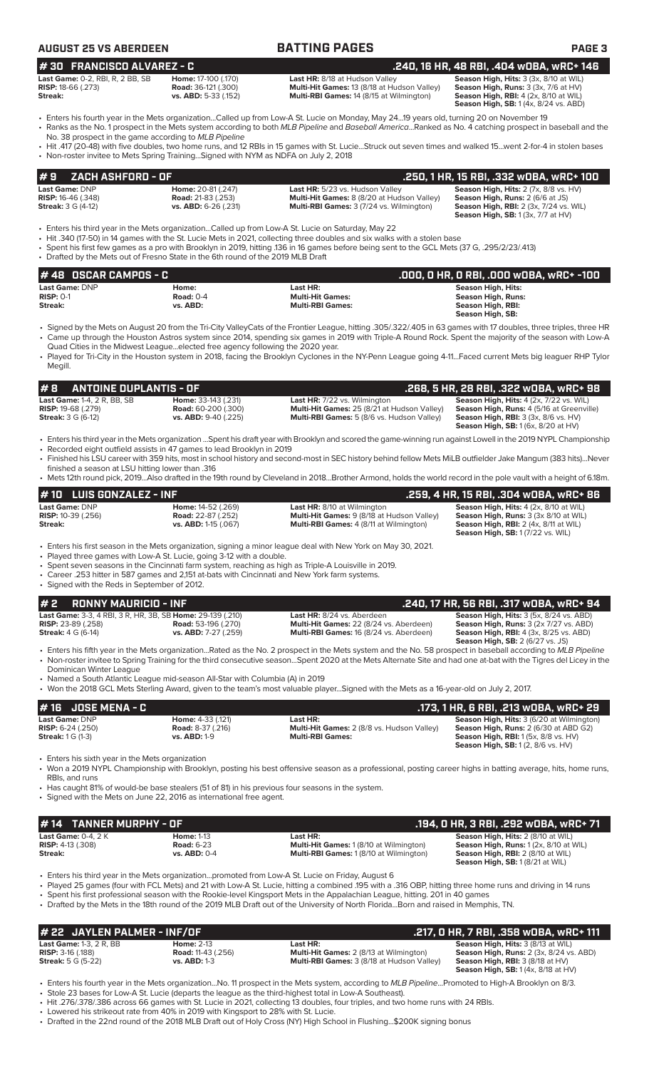**AUGUST 25 VS ABERDEEN** **BATTING PAGES**

## # 30 FRANCISCO ALVAREZ - C — .240, 16 HR, 48 RBI, .404 wOBA, wRC+ 146

| | | | |
|---|---|---|---|
| **Last Game:** 0-2, RBI, R, 2 BB, SB | **Home:** 17-100 (.170) | **Last HR:** 8/18 at Hudson Valley | **Season High, Hits:** 3 (3x, 8/10 at WIL) |
| **RISP:** 18-66 (.273) | **Road:** 36-121 (.300) | **Multi-Hit Games:** 13 (8/18 at Hudson Valley) | **Season High, Runs:** 3 (3x, 7/6 at HV) |
| **Streak:** | **vs. ABD:** 5-33 (.152) | **Multi-RBI Games:** 14 (8/15 at Wilmington) | **Season High, RBI:** 4 (2x, 8/10 at WIL) |
| | | | **Season High, SB:** 1 (4x, 8/24 vs. ABD) |

- Enters his fourth year in the Mets organization...Called up from Low-A St. Lucie on Monday, May 24...19 years old, turning 20 on November 19
- Ranks as the No. 1 prospect in the Mets system according to both *MLB Pipeline* and *Baseball America*...Ranked as No. 4 catching prospect in baseball and the No. 38 prospect in the game according to *MLB Pipeline*
- Hit .417 (20-48) with five doubles, two home runs, and 12 RBIs in 15 games with St. Lucie...Struck out seven times and walked 15...went 2-for-4 in stolen bases
- Non-roster invitee to Mets Spring Training...Signed with NYM as NDFA on July 2, 2018

## # 9 ZACH ASHFORD - OF — .250, 1 HR, 15 RBI, .332 wOBA, wRC+ 100

| | | | |
|---|---|---|---|
| **Last Game:** DNP | **Home:** 20-81 (.247) | **Last HR:** 5/23 vs. Hudson Valley | **Season High, Hits:** 2 (7x, 8/8 vs. HV) |
| **RISP:** 16-46 (.348) | **Road:** 21-83 (.253) | **Multi-Hit Games:** 8 (8/20 at Hudson Valley) | **Season High, Runs:** 2 (6/6 at JS) |
| **Streak:** 3 G (4-12) | **vs. ABD:** 6-26 (.231) | **Multi-RBI Games:** 3 (7/24 vs. Wilmington) | **Season High, RBI:** 2 (3x, 7/24 vs. WIL) |
| | | | **Season High, SB:** 1 (3x, 7/7 at HV) |

- Enters his third year in the Mets organization...Called up from Low-A St. Lucie on Saturday, May 22
- Hit .340 (17-50) in 14 games with the St. Lucie Mets in 2021, collecting three doubles and six walks with a stolen base
- Spent his first few games as a pro with Brooklyn in 2019, hitting .136 in 16 games before being sent to the GCL Mets (37 G, .295/2/23/.413)
- Drafted by the Mets out of Fresno State in the 6th round of the 2019 MLB Draft

## # 48 OSCAR CAMPOS - C — .000, 0 HR, 0 RBI, .000 wOBA, wRC+ -100

| | | | |
|---|---|---|---|
| **Last Game:** DNP | **Home:** | **Last HR:** | **Season High, Hits:** |
| **RISP:** 0-1 | **Road:** 0-4 | **Multi-Hit Games:** | **Season High, Runs:** |
| **Streak:** | **vs. ABD:** | **Multi-RBI Games:** | **Season High, RBI:** |
| | | | **Season High, SB:** |

- Signed by the Mets on August 20 from the Tri-City ValleyCats of the Frontier League, hitting .305/.322/.405 in 63 games with 17 doubles, three triples, three HR
- Came up through the Houston Astros system since 2014, spending six games in 2019 with Triple-A Round Rock. Spent the majority of the season with Low-A Quad Cities in the Midwest League...elected free agency following the 2020 year.
- Played for Tri-City in the Houston system in 2018, facing the Brooklyn Cyclones in the NY-Penn League going 4-11...Faced current Mets big leaguer RHP Tylor Megill.

## # 8 ANTOINE DUPLANTIS - OF — .266, 5 HR, 28 RBI, .322 wOBA, wRC+ 98

| | | | |
|---|---|---|---|
| **Last Game:** 1-4, 2 R, BB, SB | **Home:** 33-143 (.231) | **Last HR:** 7/22 vs. Wilmington | **Season High, Hits:** 4 (2x, 7/22 vs. WIL) |
| **RISP:** 19-68 (.279) | **Road:** 60-200 (.300) | **Multi-Hit Games:** 25 (8/21 at Hudson Valley) | **Season High, Runs:** 4 (5/16 at Greenville) |
| **Streak:** 3 G (6-12) | **vs. ABD:** 9-40 (.225) | **Multi-RBI Games:** 5 (8/6 vs. Hudson Valley) | **Season High, RBI:** 3 (3x, 8/6 vs. HV) |
| | | | **Season High, SB:** 1 (6x, 8/20 at HV) |

- Enters his third year in the Mets organization ...Spent his draft year with Brooklyn and scored the game-winning run against Lowell in the 2019 NYPL Championship
- Recorded eight outfield assists in 47 games to lead Brooklyn in 2019
- Finished his LSU career with 359 hits, most in school history and second-most in SEC history behind fellow Mets MiLB outfielder Jake Mangum (383 hits)...Never finished a season at LSU hitting lower than .316
- Mets 12th round pick, 2019...Also drafted in the 19th round by Cleveland in 2018...Brother Armond, holds the world record in the pole vault with a height of 6.18m.

## # 10 LUIS GONZALEZ - INF — .259, 4 HR, 15 RBI, .304 wOBA, wRC+ 86

| | | | |
|---|---|---|---|
| **Last Game:** DNP | **Home:** 14-52 (.269) | **Last HR:** 8/10 at Wilmington | **Season High, Hits:** 4 (2x, 8/10 at WIL) |
| **RISP:** 10-39 (.256) | **Road:** 22-87 (.252) | **Multi-Hit Games:** 9 (8/18 at Hudson Valley) | **Season High, Runs:** 3 (3x 8/10 at WIL) |
| **Streak:** | **vs. ABD:** 1-15 (.067) | **Multi-RBI Games:** 4 (8/11 at Wilmington) | **Season High, RBI:** 2 (4x, 8/11 at WIL) |
| | | | **Season High, SB:** 1 (7/22 vs. WIL) |

- Enters his first season in the Mets organization, signing a minor league deal with New York on May 30, 2021.
- Played three games with Low-A St. Lucie, going 3-12 with a double.
- Spent seven seasons in the Cincinnati farm system, reaching as high as Triple-A Louisville in 2019.
- Career .253 hitter in 587 games and 2,151 at-bats with Cincinnati and New York farm systems.
- Signed with the Reds in September of 2012.

## # 2 RONNY MAURICIO - INF — .240, 17 HR, 56 RBI, .317 wOBA, wRC+ 94

| | | | |
|---|---|---|---|
| **Last Game:** 3-3, 4 RBI, 3 R, HR, 3B, SB | **Home:** 29-139 (.210) | **Last HR:** 8/24 vs. Aberdeen | **Season High, Hits:** 3 (5x, 8/24 vs. ABD) |
| **RISP:** 23-89 (.258) | **Road:** 53-196 (.270) | **Multi-Hit Games:** 22 (8/24 vs. Aberdeen) | **Season High, Runs:** 3 (2x 7/27 vs. ABD) |
| **Streak:** 4 G (6-14) | **vs. ABD:** 7-27 (.259) | **Multi-RBI Games:** 16 (8/24 vs. Aberdeen) | **Season High, RBI:** 4 (3x, 8/25 vs. ABD) |
| | | | **Season High, SB:** 2 (6/27 vs. JS) |

- Enters his fifth year in the Mets organization...Rated as the No. 2 prospect in the Mets system and the No. 58 prospect in baseball according to *MLB Pipeline*
- Non-roster invitee to Spring Training for the third consecutive season...Spent 2020 at the Mets Alternate Site and had one at-bat with the Tigres del Licey in the Dominican Winter League
- Named a South Atlantic League mid-season All-Star with Columbia (A) in 2019
- Won the 2018 GCL Mets Sterling Award, given to the team's most valuable player...Signed with the Mets as a 16-year-old on July 2, 2017.

## # 16 JOSE MENA - C — .173, 1 HR, 6 RBI, .213 wOBA, wRC+ 29

| | | | |
|---|---|---|---|
| **Last Game:** DNP | **Home:** 4-33 (.121) | **Last HR:** | **Season High, Hits:** 3 (6/20 at Wilmington) |
| **RISP:** 6-24 (.250) | **Road:** 8-37 (.216) | **Multi-Hit Games:** 2 (8/8 vs. Hudson Valley) | **Season High, Runs:** 2 (6/30 at ABD G2) |
| **Streak:** 1 G (1-3) | **vs. ABD:** 1-9 | **Multi-RBI Games:** | **Season High, RBI:** 1 (5x, 8/8 vs. HV) |
| | | | **Season High, SB:** 1 (2, 8/6 vs. HV) |

- Enters his sixth year in the Mets organization
- Won a 2019 NYPL Championship with Brooklyn, posting his best offensive season as a professional, posting career highs in batting average, hits, home runs, RBIs, and runs
- Has caught 81% of would-be base stealers (51 of 81) in his previous four seasons in the system.
- Signed with the Mets on June 22, 2016 as international free agent.

## # 14 TANNER MURPHY - OF — .194, 0 HR, 3 RBI, .292 wOBA, wRC+ 71

| | | | |
|---|---|---|---|
| **Last Game:** 0-4, 2 K | **Home:** 1-13 | **Last HR:** | **Season High, Hits:** 2 (8/10 at WIL) |
| **RISP:** 4-13 (.308) | **Road:** 6-23 | **Multi-Hit Games:** 1 (8/10 at Wilmington) | **Season High, Runs:** 1 (2x, 8/10 at WIL) |
| **Streak:** | **vs. ABD:** 0-4 | **Multi-RBI Games:** 1 (8/10 at Wilmington) | **Season High, RBI:** 2 (8/10 at WIL) |
| | | | **Season High, SB:** 1 (8/21 at WIL) |

- Enters his third year in the Mets organization...promoted from Low-A St. Lucie on Friday, August 6
- Played 25 games (four with FCL Mets) and 21 with Low-A St. Lucie, hitting a combined .195 with a .316 OBP, hitting three home runs and driving in 14 runs
- Spent his first professional season with the Rookie-level Kingsport Mets in the Appalachian League, hitting .201 in 40 games
- Drafted by the Mets in the 18th round of the 2019 MLB Draft out of the University of North Florida...Born and raised in Memphis, TN.

## # 22 JAYLEN PALMER - INF/OF — .217, 0 HR, 7 RBI, .358 wOBA, wRC+ 111

| | | | |
|---|---|---|---|
| **Last Game:** 1-3, 2 R, BB | **Home:** 2-13 | **Last HR:** | **Season High, Hits:** 3 (8/13 at WIL) |
| **RISP:** 3-16 (.188) | **Road:** 11-43 (.256) | **Multi-Hit Games:** 2 (8/13 at Wilmington) | **Season High, Runs:** 2 (3x, 8/24 vs. ABD) |
| **Streak:** 5 G (5-22) | **vs. ABD:** 1-3 | **Multi-RBI Games:** 3 (8/18 at Hudson Valley) | **Season High, RBI:** 3 (8/18 at HV) |
| | | | **Season High, SB:** 1 (4x, 8/18 at HV) |

- Enters his fourth year in the Mets organization...No. 11 prospect in the Mets system, according to *MLB Pipeline*...Promoted to High-A Brooklyn on 8/3.
- Stole 23 bases for Low-A St. Lucie (departs the league as the third-highest total in Low-A Southeast).
- Hit .276/.378/.386 across 66 games with St. Lucie in 2021, collecting 13 doubles, four triples, and two home runs with 24 RBIs.
- Lowered his strikeout rate from 40% in 2019 with Kingsport to 28% with St. Lucie.
- Drafted in the 22nd round of the 2018 MLB Draft out of Holy Cross (NY) High School in Flushing...$200K signing bonus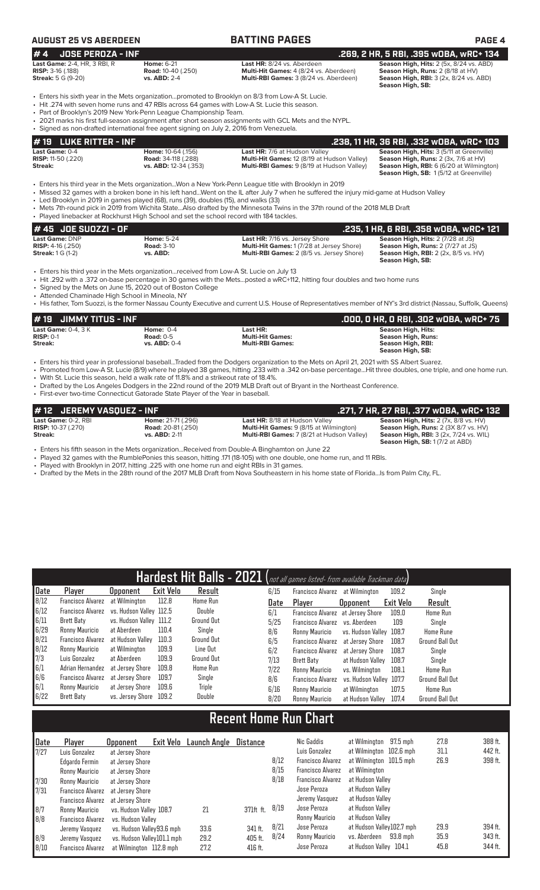**AUGUST 25 VS ABERDEEN** — **BATTING PAGES**

## #4 JOSE PEROZA - INF — .269, 2 HR, 5 RBI, .395 wOBA, wRC+ 134

**Last Game:** 2-4, HR, 3 RBI, R
**RISP:** 3-16 (.188)
**Streak:** 5 G (9-20)

**Home:** 6-21
**Road:** 10-40 (.250)
**vs. ABD:** 2-4

**Last HR:** 8/24 vs. Aberdeen
**Multi-Hit Games:** 4 (8/24 vs. Aberdeen)
**Multi-RBI Games:** 3 (8/24 vs. Aberdeen)

**Season High, Hits:** 2 (5x, 8/24 vs. ABD)
**Season High, Runs:** 2 (8/18 at HV)
**Season High, RBI:** 3 (2x, 8/24 vs. ABD)
**Season High, SB:**

- Enters his sixth year in the Mets organization...promoted to Brooklyn on 8/3 from Low-A St. Lucie.
- Hit .274 with seven home runs and 47 RBIs across 64 games with Low-A St. Lucie this season.
- Part of Brooklyn's 2019 New York-Penn League Championship Team.
- 2021 marks his first full-season assignment after short season assignments with GCL Mets and the NYPL.
- Signed as non-drafted international free agent signing on July 2, 2016 from Venezuela.

## #19 LUKE RITTER - INF — .238, 11 HR, 36 RBI, .332 wOBA, wRC+ 103

**Last Game:** 0-4
**RISP:** 11-50 (.220)
**Streak:**

**Home:** 10-64 (.156)
**Road:** 34-118 (.288)
**vs. ABD:** 12-34 (.353)

**Last HR:** 7/6 at Hudson Valley
**Multi-Hit Games:** 12 (8/19 at Hudson Valley)
**Multi-RBI Games:** 9 (8/19 at Hudson Valley)

**Season High, Hits:** 3 (5/11 at Greenville)
**Season High, Runs:** 2 (3x, 7/6 at HV)
**Season High, RBI:** 6 (6/20 at Wilmington)
**Season High, SB:** 1 (5/12 at Greenville)

- Enters his third year in the Mets organization...Won a New York-Penn League title with Brooklyn in 2019
- Missed 32 games with a broken bone in his left hand...Went on the IL after July 7 when he suffered the injury mid-game at Hudson Valley
- Led Brooklyn in 2019 in games played (68), runs (39), doubles (15), and walks (33)
- Mets 7th-round pick in 2019 from Wichita State...Also drafted by the Minnesota Twins in the 37th round of the 2018 MLB Draft
- Played linebacker at Rockhurst High School and set the school record with 184 tackles.

## #45 JOE SUOZZI - OF — .235, 1 HR, 6 RBI, .358 wOBA, wRC+ 121

**Last Game:** DNP
**RISP:** 4-16 (.250)
**Streak:** 1 G (1-2)

**Home:** 5-24
**Road:** 3-10
**vs. ABD:**

**Last HR:** 7/16 vs. Jersey Shore
**Multi-Hit Games:** 1 (7/28 at Jersey Shore)
**Multi-RBI Games:** 2 (8/5 vs. Jersey Shore)

**Season High, Hits:** 2 (7/28 at JS)
**Season High, Runs:** 2 (7/27 at JS)
**Season High, RBI:** 2 (2x, 8/5 vs. HV)
**Season High, SB:**

- Enters his third year in the Mets organization...received from Low-A St. Lucie on July 13
- Hit .292 with a .372 on-base percentage in 30 games with the Mets...posted a wRC+112, hitting four doubles and two home runs
- Signed by the Mets on June 15, 2020 out of Boston College
- Attended Chaminade High School in Mineola, NY
- His father, Tom Suozzi, is the former Nassau County Executive and current U.S. House of Representatives member of NY's 3rd district (Nassau, Suffolk, Queens)

## #19 JIMMY TITUS - INF — .000, 0 HR, 0 RBI, .302 wOBA, wRC+ 75

**Last Game:** 0-4, 3 K
**RISP:** 0-1
**Streak:**

**Home:** 0-4
**Road:** 0-5
**vs. ABD:** 0-4

**Last HR:**
**Multi-Hit Games:**
**Multi-RBI Games:**

**Season High, Hits:**
**Season High, Runs:**
**Season High, RBI:**
**Season High, SB:**

- Enters his third year in professional baseball...Traded from the Dodgers organization to the Mets on April 21, 2021 with SS Albert Suarez.
- Promoted from Low-A St. Lucie (8/9) where he played 38 games, hitting .233 with a .342 on-base percentage...Hit three doubles, one triple, and one home run.
- With St. Lucie this season, held a walk rate of 11.8% and a strikeout rate of 18.4%.
- Drafted by the Los Angeles Dodgers in the 22nd round of the 2019 MLB Draft out of Bryant in the Northeast Conference.
- First-ever two-time Connecticut Gatorade State Player of the Year in baseball.

## #12 JEREMY VASQUEZ - INF — .271, 7 HR, 27 RBI, .377 wOBA, wRC+ 132

**Last Game:** 0-2, RBI
**RISP:** 10-37 (.270)
**Streak:**

**Home:** 21-71 (.296)
**Road:** 20-81 (.250)
**vs. ABD:** 2-11

**Last HR:** 8/18 at Hudson Valley
**Multi-Hit Games:** 9 (8/15 at Wilmington)
**Multi-RBI Games:** 7 (8/21 at Hudson Valley)

**Season High, Hits:** 2 (7x, 8/8 vs. HV)
**Season High, Runs:** 2 (3X 8/7 vs. HV)
**Season High, RBI:** 3 (2x, 7/24 vs. WIL)
**Season High, SB:** 1 (7/2 at ABD)

- Enters his fifth season in the Mets organization...Received from Double-A Binghamton on June 22
- Played 32 games with the RumblePonies this season, hitting .171 (18-105) with one double, one home run, and 11 RBIs.
- Played with Brooklyn in 2017, hitting .225 with one home run and eight RBIs in 31 games.
- Drafted by the Mets in the 28th round of the 2017 MLB Draft from Nova Southeastern in his home state of Florida...Is from Palm City, FL.

## Hardest Hit Balls - 2021 *(not all games listed- from available Trackman data)*

| Date | Player | Opponent | Exit Velo | Result |
|---|---|---|---|---|
| 8/12 | Francisco Alvarez | at Wilmington | 112.8 | Home Run |
| 6/12 | Francisco Alvarez | vs. Hudson Valley | 112.5 | Double |
| 6/11 | Brett Baty | vs. Hudson Valley | 111.2 | Ground Out |
| 6/29 | Ronny Mauricio | at Aberdeen | 110.4 | Single |
| 8/21 | Francisco Alvarez | at Hudson Valley | 110.3 | Ground Out |
| 8/12 | Ronny Mauricio | at Wilmington | 109.9 | Line Out |
| 7/3 | Luis Gonzalez | at Aberdeen | 109.9 | Ground Out |
| 6/1 | Adrian Hernandez | at Jersey Shore | 109.8 | Home Run |
| 6/6 | Francisco Alvarez | at Jersey Shore | 109.7 | Single |
| 6/1 | Ronny Mauricio | at Jersey Shore | 109.6 | Triple |
| 6/22 | Brett Baty | vs. Jersey Shore | 109.2 | Double |
| 6/15 | Francisco Alvarez | at Wilmington | 109.2 | Single |
| 6/1 | Francisco Alvarez | at Jersey Shore | 109.0 | Home Run |
| 5/25 | Francisco Alvarez | vs. Aberdeen | 109 | Single |
| 8/6 | Ronny Mauricio | vs. Hudson Valley | 108.7 | Home Rune |
| 6/5 | Francisco Alvarez | at Jersey Shore | 108.7 | Ground Ball Out |
| 6/2 | Francisco Alvarez | at Jersey Shore | 108.7 | Single |
| 7/13 | Brett Baty | at Hudson Valley | 108.7 | Single |
| 7/22 | Ronny Mauricio | vs. Wilmington | 108.1 | Home Run |
| 8/6 | Francisco Alvarez | vs. Hudson Valley | 107.7 | Ground Ball Out |
| 6/16 | Ronny Mauricio | at Wilmington | 107.5 | Home Run |
| 8/20 | Ronny Mauricio | at Hudson Valley | 107.4 | Ground Ball Out |

## Recent Home Run Chart

| Date | Player | Opponent | Exit Velo | Launch Angle | Distance |
|---|---|---|---|---|---|
| 7/27 | Luis Gonzalez | at Jersey Shore | | | |
| | Edgardo Fermin | at Jersey Shore | | | |
| | Ronny Mauricio | at Jersey Shore | | | |
| 7/30 | Ronny Mauricio | at Jersey Shore | | | |
| 7/31 | Francisco Alvarez | at Jersey Shore | | | |
| | Francisco Alvarez | at Jersey Shore | | | |
| 8/7 | Ronny Mauricio | vs. Hudson Valley | 108.7 | 21 | 371ft. ft. |
| 8/8 | Francisco Alvarez | vs. Hudson Valley | | | |
| | Jeremy Vasquez | vs. Hudson Valley | 93.6 mph | 33.6 | 341 ft. |
| 8/9 | Jeremy Vasquez | vs. Hudson Valley | 101.1 mph | 29.2 | 405 ft. |
| 8/10 | Francisco Alvarez | at Wilmington | 112.8 mph | 27.2 | 416 ft. |
| | Nic Gaddis | at Wilmington | 97.5 mph | 27.8 | 388 ft. |
| | Luis Gonzalez | at Wilmington | 102.6 mph | 31.1 | 442 ft. |
| 8/12 | Francisco Alvarez | at Wilmington | 101.5 mph | 26.9 | 398 ft. |
| 8/15 | Francisco Alvarez | at Wilmington | | | |
| 8/18 | Francisco Alvarez | at Hudson Valley | | | |
| | Jose Peroza | at Hudson Valley | | | |
| | Jeremy Vasquez | at Hudson Valley | | | |
| 8/19 | Jose Peroza | at Hudson Valley | | | |
| | Ronny Mauricio | at Hudson Valley | | | |
| 8/21 | Jose Peroza | at Hudson Valley | 102.7 mph | 29.9 | 394 ft. |
| 8/24 | Ronny Mauricio | vs. Aberdeen | 93.8 mph | 35.9 | 343 ft. |
| | Jose Peroza | at Hudson Valley | 104.1 | 45.8 | 344 ft. |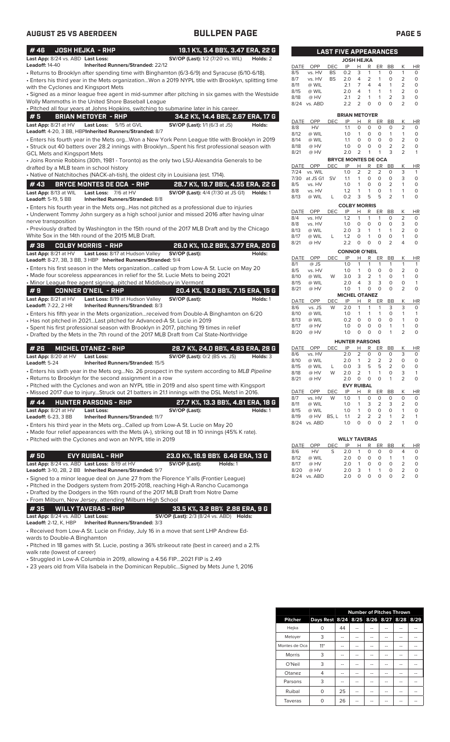## AUGUST 25 VS ABERDEEN — BULLPEN PAGE

### #46 JOSH HEJKA - RHP — 19.1 K%, 5.4 BB%, 3.47 ERA, 22 G

**Last App:** 8/24 vs. ABD **Last Loss:** **SV/OP (Last):** 1/2 (7/20 vs. WIL) **Holds:** 2
**Leadoff:** 14-40 **Inherited Runners/Stranded:** 22/12

- Returns to Brooklyn after spending time with Binghamton (6/3-6/9) and Syracuse (6/10-6/18).
- Enters his third year in the Mets organization...Won a 2019 NYPL title with Brooklyn, splitting time with the Cyclones and Kingsport Mets
- Signed as a minor league free agent in mid-summer after pitching in six games with the Westside Wolly Mammoths in the United Shore Baseball League
- Pitched all four years at Johns Hopkins, switching to submarine later in his career.

### #5 BRIAN METOYER - RHP — 34.2 K%, 14.4 BB%, 2.67 ERA, 17 G

**Last App:** 8/21 at HV **Last Loss:** 5/15 at GVL **SV/OP (Last):** 1/1 (6/3 at JS) **Holds:**
**Leadoff:** 4-20, 3 BB, HBP **Inherited Runners/Stranded:** 8/7

- Enters his fourth year in the Mets org...Won a New York Penn League title with Brooklyn in 2019
- Struck out 40 batters over 28.2 innings with Brooklyn...Spent his first professional season with GCL Mets and Kingsport Mets
- Joins Ronnie Robbins (30th, 1981 - Toronto) as the only two LSU-Alexandria Generals to be drafted by a MLB team in school history
- Native of Natchitoches (NACK-ah-tish), the oldest city in Louisiana (est. 1714).

### #43 BRYCE MONTES DE OCA - RHP — 28.7 K%, 19.7 BB%, 4.55 ERA, 22 G

**Last App:** 8/13 at WIL **Last Loss:** 7/6 at HV **SV/OP (Last):** 4/4 (7/30 at JS G1) **Holds:** 1
**Leadoff:** 5-19, 5 BB **Inherited Runners/Stranded:** 8/8

- Enters his fourth year in the Mets org...Has not pitched as a professional due to injuries
- Underwent Tommy John surgery as a high school junior and missed 2016 after having ulnar nerve transposition
- Previously drafted by Washington in the 15th round of the 2017 MLB Draft and by the Chicago White Sox in the 14th round of the 2015 MLB Draft.

### #38 COLBY MORRIS - RHP — 26.0 K%, 10.2 BB%, 3.77 ERA, 20 G

**Last App:** 8/21 at HV **Last Loss:** 8/17 at Hudson Valley **SV/OP (Last):** **Holds:**
**Leadoff:** 8-27, 3B, 3 BB, 3 HBP **Inherited Runners/Stranded:** 9/4

- Enters his first season in the Mets organization...called up from Low-A St. Lucie on May 20
- Made four scoreless appearances in relief for the St. Lucie Mets to being 2021
- Minor League free agent signing...pitched at Middlebury in Vermont

### #9 CONNER O'NEIL - RHP — 20.4 K%, 12.0 BB%, 7.15 ERA, 15 G

**Last App:** 8/21 at HV **Last Loss:** 8/19 at Hudson Valley **SV/OP (Last):** **Holds:** 1
**Leadoff:** 7-22, 2 HR **Inherited Runners/Stranded:** 8/3

- Enters his fifth year in the Mets organization...received from Double-A Binghamton on 6/20
- Has not pitched in 2021...Last pitched for Advanced-A St. Lucie in 2019
- Spent his first professional season with Brooklyn in 2017, pitching 19 times in relief
- Drafted by the Mets in the 7th round of the 2017 MLB Draft from Cal State-Northridge

### #26 MICHEL OTANEZ - RHP — 28.7 K%, 24.0 BB%, 4.83 ERA, 28 G

**Last App:** 8/20 at HV **Last Loss:** **SV/OP (Last):** 0/2 (BS vs. JS) **Holds:** 3
**Leadoff:** 5-24 **Inherited Runners/Stranded:** 15/5

- Enters his sixth year in the Mets org...No. 26 prospect in the system according to *MLB Pipeline*
- Returns to Brooklyn for the second assignment in a row
- Pitched with the Cyclones and won an NYPL title in 2019 and also spent time with Kingsport
- Missed 2017 due to injury...Struck out 21 batters in 21.1 innings with the DSL Mets1 in 2016.

### #44 HUNTER PARSONS - RHP — 27.7 K%, 13.3 BB%, 4.81 ERA, 18 G

**Last App:** 8/21 at HV **Last Loss:** **SV/OP (Last):** **Holds:** 1
**Leadoff:** 6-23, 3 BB **Inherited Runners/Stranded:** 11/7

- Enters his third year in the Mets org...Called up from Low-A St. Lucie on May 20
- Made four relief appearances with the Mets (A-), striking out 18 in 10 innings (45% K rate).
- Pitched with the Cyclones and won an NYPL title in 2019

### #50 EVY RUIBAL - RHP — 23.0 K%, 18.9 BB% 6.46 ERA, 13 G

**Last App:** 8/24 vs. ABD **Last Loss:** 8/19 at HV **SV/OP (Last):** **Holds:** 1
**Leadoff:** 3-10, 2B, 2 BB **Inherited Runners/Stranded:** 9/7

- Signed to a minor league deal on June 27 from the Florence Y'alls (Frontier League)
- Pitched in the Dodgers system from 2015-2018, reaching High-A Rancho Cucamonga
- Drafted by the Dodgers in the 16th round of the 2017 MLB Draft from Notre Dame
- From Milburn, New Jersey, attending Milburn High School

### #35 WILLY TAVERAS - RHP — 33.5 K%, 3.2 BB% 2.88 ERA, 9 G

**Last App:** 8/24 vs. ABD **Last Loss:** **SV/OP (Last):** 2/3 (8/24 vs. ABD) **Holds:**
**Leadoff:** 2-12, K, HBP **Inherited Runners/Stranded:** 3/3

- Received from Low-A St. Lucie on Friday, July 16 in a move that sent LHP Andrew Edwards to Double-A Binghamton
- Pitched in 18 games with St. Lucie, posting a 36% strikeout rate (best in career) and a 2.1% walk rate (lowest of career)
- Struggled in Low-A Columbia in 2019, allowing a 4.56 FIP...2021 FIP is 2.49
- 23 years old from Villa Isabela in the Dominican Republic...Signed by Mets June 1, 2016

## LAST FIVE APPEARANCES

**JOSH HEJKA**

| DATE | OPP | DEC | IP | H | R | ER | BB | K | HR |
|---|---|---|---|---|---|---|---|---|---|
| 8/5 | vs. HV | BS | 0.2 | 3 | 1 | 1 | 0 | 1 | 0 |
| 8/7 | vs. HV | BS | 2.0 | 4 | 2 | 1 | 0 | 2 | 0 |
| 8/11 | @ WIL | | 2.1 | 7 | 4 | 4 | 1 | 2 | 0 |
| 8/15 | @ WIL | | 2.0 | 4 | 1 | 1 | 1 | 2 | 0 |
| 8/18 | @ HV | | 2.1 | 2 | 1 | 1 | 2 | 3 | 0 |
| 8/24 | vs. ABD | | 2.2 | 2 | 0 | 0 | 0 | 2 | 0 |

**BRIAN METOYER**

| DATE | OPP | DEC | IP | H | R | ER | BB | K | HR |
|---|---|---|---|---|---|---|---|---|---|
| 8/8 | HV | | 1.1 | 0 | 0 | 0 | 0 | 2 | 0 |
| 8/12 | @ WIL | | 1.0 | 1 | 0 | 0 | 1 | 1 | 0 |
| 8/14 | @ WIL | | 1.1 | 0 | 0 | 0 | 0 | 2 | 0 |
| 8/18 | @ HV | | 1.0 | 0 | 0 | 0 | 2 | 2 | 0 |
| 8/21 | @ HV | | 2.0 | 2 | 1 | 1 | 3 | 2 | 1 |

**BRYCE MONTES DE OCA**

| DATE | OPP | DEC | IP | H | R | ER | BB | K | HR |
|---|---|---|---|---|---|---|---|---|---|
| 7/24 | vs. WIL | | 1.0 | 2 | 2 | 2 | 0 | 3 | 1 |
| 7/30 | at JS G1 | SV | 1.1 | 1 | 0 | 0 | 0 | 3 | 0 |
| 8/5 | vs. HV | | 1.0 | 1 | 0 | 0 | 2 | 1 | 0 |
| 8/8 | vs. HV | | 1.2 | 1 | 1 | 0 | 1 | 1 | 0 |
| 8/13 | @ WIL | L | 0.2 | 3 | 5 | 5 | 2 | 1 | 0 |

**COLBY MORRIS**

| DATE | OPP | DEC | IP | H | R | ER | BB | K | HR |
|---|---|---|---|---|---|---|---|---|---|
| 8/4 | vs. HV | | 1.2 | 1 | 1 | 1 | 0 | 2 | 0 |
| 8/8 | vs. HV | | 1.0 | 0 | 0 | 0 | 0 | 3 | 0 |
| 8/13 | @ WIL | | 2.0 | 3 | 1 | 1 | 1 | 2 | 0 |
| 8/17 | @ WIL | L | 1.2 | 0 | 1 | 0 | 0 | 1 | 0 |
| 8/21 | @ HV | | 2.2 | 0 | 0 | 0 | 2 | 4 | 0 |

**CONNOR O'NEIL**

| DATE | OPP | DEC | IP | H | R | ER | BB | K | HR |
|---|---|---|---|---|---|---|---|---|---|
| 8/1 | @ JS | | 1.0 | 1 | 1 | 1 | 1 | 1 | 1 |
| 8/5 | vs. HV | | 1.0 | 1 | 0 | 0 | 0 | 2 | 0 |
| 8/10 | @ WIL | W | 3.0 | 3 | 2 | 1 | 0 | 1 | 0 |
| 8/15 | @ WIL | | 2.0 | 4 | 3 | 3 | 0 | 0 | 1 |
| 8/21 | @ HV | | 1.0 | 1 | 0 | 0 | 0 | 2 | 0 |

**MICHEL OTANEZ**

| DATE | OPP | DEC | IP | H | R | ER | BB | K | HR |
|---|---|---|---|---|---|---|---|---|---|
| 8/6 | vs. JS | W | 2.0 | 1 | 1 | 1 | 3 | 3 | 0 |
| 8/10 | @ WIL | | 1.0 | 1 | 1 | 1 | 0 | 1 | 1 |
| 8/13 | @ WIL | | 0.2 | 0 | 0 | 0 | 0 | 1 | 0 |
| 8/17 | @ HV | | 1.0 | 0 | 0 | 0 | 1 | 1 | 0 |
| 8/20 | @ HV | | 1.0 | 0 | 0 | 0 | 1 | 2 | 0 |

**HUNTER PARSONS**

| DATE | OPP | DEC | IP | H | R | ER | BB | K | HR |
|---|---|---|---|---|---|---|---|---|---|
| 8/6 | vs. HV | | 2.0 | 2 | 0 | 0 | 0 | 3 | 0 |
| 8/10 | @ WIL | | 2.0 | 1 | 2 | 2 | 2 | 0 | 0 |
| 8/15 | @ WIL | L | 0.0 | 3 | 5 | 5 | 2 | 0 | 0 |
| 8/18 | @ HV | W | 2.0 | 2 | 1 | 1 | 0 | 3 | 1 |
| 8/21 | @ HV | | 2.0 | 0 | 0 | 0 | 1 | 2 | 0 |

**EVY RUIBAL**

| DATE | OPP | DEC | IP | H | R | ER | BB | K | HR |
|---|---|---|---|---|---|---|---|---|---|
| 8/7 | vs. HV | W | 1.0 | 1 | 0 | 0 | 0 | 0 | 0 |
| 8/11 | @ WIL | | 1.0 | 1 | 3 | 2 | 3 | 2 | 0 |
| 8/15 | @ WIL | | 1.0 | 1 | 0 | 0 | 0 | 1 | 0 |
| 8/19 | @ HV | BS, L | 1.1 | 2 | 2 | 2 | 1 | 2 | 1 |
| 8/24 | vs. ABD | | 1.0 | 0 | 0 | 0 | 2 | 1 | 0 |

**WILLY TAVERAS**

| DATE | OPP | DEC | IP | H | R | ER | BB | K | HR |
|---|---|---|---|---|---|---|---|---|---|
| 8/6 | HV | S | 2.0 | 1 | 0 | 0 | 0 | 4 | 0 |
| 8/12 | @ WIL | | 2.0 | 0 | 0 | 0 | 1 | 1 | 0 |
| 8/17 | @ HV | | 2.0 | 1 | 0 | 0 | 0 | 2 | 0 |
| 8/20 | @ HV | | 2.0 | 3 | 1 | 1 | 0 | 2 | 0 |
| 8/24 | vs. ABD | | 2.0 | 0 | 0 | 0 | 0 | 2 | 0 |

| | | Number of Pitches Thrown | | | | | |
|---|---|---|---|---|---|---|---|
| Pitcher | Days Rest | 8/24 | 8/25 | 8/26 | 8/27 | 8/28 | 8/29 |
| Hejka | 0 | 44 | -- | -- | -- | -- | -- |
| Metoyer | 3 | -- | -- | -- | -- | -- | -- |
| Montes de Oca | 11* | -- | -- | -- | -- | -- | -- |
| Morris | 3 | -- | -- | -- | -- | -- | -- |
| O'Neil | 3 | -- | -- | -- | -- | -- | -- |
| Otanez | 4 | -- | -- | -- | -- | -- | -- |
| Parsons | 3 | -- | -- | -- | -- | -- | -- |
| Ruibal | 0 | 25 | -- | -- | -- | -- | -- |
| Taveras | 0 | 26 | -- | -- | -- | -- | -- |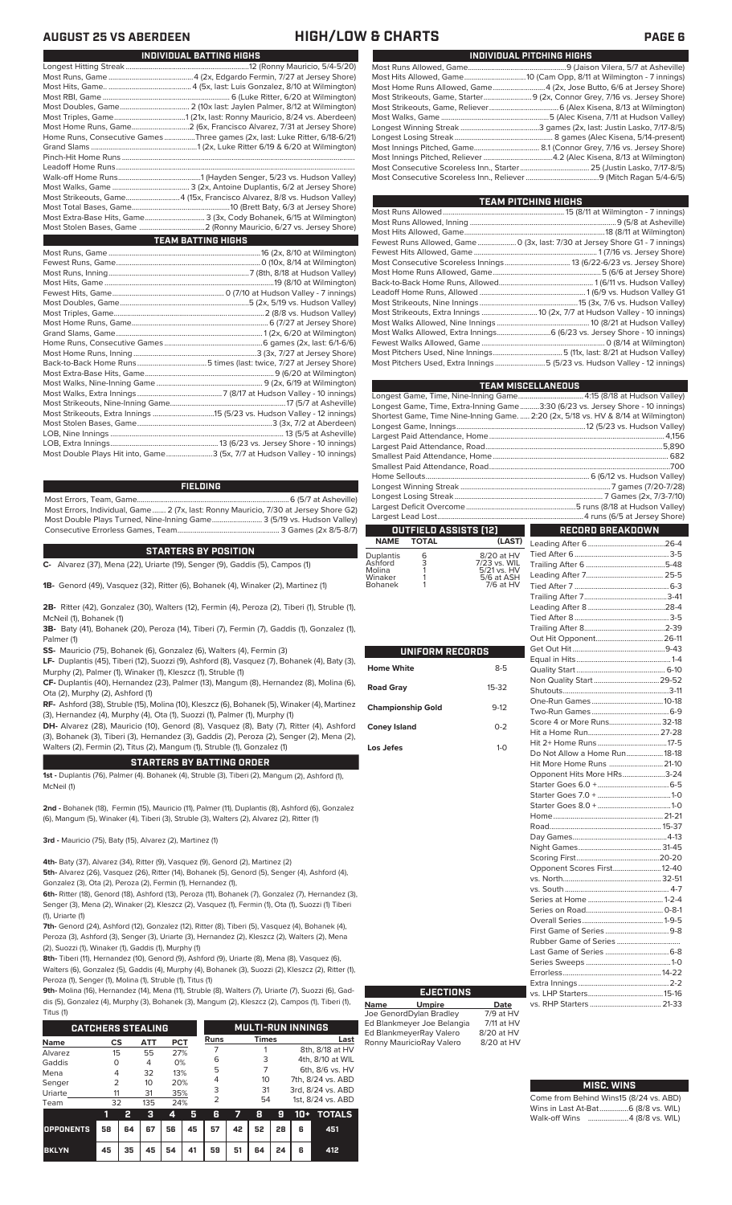## AUGUST 25 VS ABERDEEN — HIGH/LOW & CHARTS

### INDIVIDUAL BATTING HIGHS

| | |
|---|---|
| Longest Hitting Streak | 12 (Ronny Mauricio, 5/4-5/20) |
| Most Runs, Game | 4 (2x, Edgardo Fermin, 7/27 at Jersey Shore) |
| Most Hits, Game | 4 (5x, last: Luis Gonzalez, 8/10 at Wilmington) |
| Most RBI, Game | 6 (Luke Ritter, 6/20 at Wilmington) |
| Most Doubles, Game | 2 (10x last: Jaylen Palmer, 8/12 at Wilmington) |
| Most Triples, Game | 1 (21x, last: Ronny Mauricio, 8/24 vs. Aberdeen) |
| Most Home Runs, Game | 2 (6x, Francisco Alvarez, 7/31 at Jersey Shore) |
| Home Runs, Consecutive Games | Three games (2x, last: Luke Ritter, 6/18-6/21) |
| Grand Slams | 1 (2x, Luke Ritter 6/19 & 6/20 at Wilmington) |
| Pinch-Hit Home Runs | |
| Leadoff Home Runs | |
| Walk-off Home Runs | 1 (Hayden Senger, 5/23 vs. Hudson Valley) |
| Most Walks, Game | 3 (2x, Antoine Duplantis, 6/2 at Jersey Shore) |
| Most Strikeouts, Game | 4 (15x, Francisco Alvarez, 8/8 vs. Hudson Valley) |
| Most Total Bases, Game | 10 (Brett Baty, 6/3 at Jersey Shore) |
| Most Extra-Base Hits, Game | 3 (3x, Cody Bohanek, 6/15 at Wilmington) |
| Most Stolen Bases, Game | 2 (Ronny Mauricio, 6/27 vs. Jersey Shore) |

### TEAM BATTING HIGHS

| | |
|---|---|
| Most Runs, Game | 16 (2x, 8/10 at Wilmington) |
| Fewest Runs, Game | 0 (10x, 8/14 at Wilmington) |
| Most Runs, Inning | 7 (8th, 8/18 at Hudson Valley) |
| Most Hits, Game | 19 (8/10 at Wilmington) |
| Fewest Hits, Game | 0 (7/10 at Hudson Valley - 7 innings) |
| Most Doubles, Game | 5 (2x, 5/19 vs. Hudson Valley) |
| Most Triples, Game | 2 (8/19 vs. Hudson Valley) |
| Most Home Runs, Game | 6 (7/27 at Jersey Shore) |
| Grand Slams, Game | 1 (2x, 6/20 at Wilmington) |
| Home Runs, Consecutive Games | 6 games (2x, last: 6/1-6/6) |
| Most Home Runs, Inning | 3 (3x, 7/27 at Jersey Shore) |
| Back-to-Back Home Runs | 5 times (last: twice, 7/27 at Jersey Shore) |
| Most Extra-Base Hits, Game | 9 (6/20 at Wilmington) |
| Most Walks, Nine-Inning Game | 9 (2x, 6/19 at Wilmington) |
| Most Walks, Extra Innings | 7 (8/17 at Hudson Valley - 10 innings) |
| Most Strikeouts, Nine-Inning Game | 17 (5/7 at Asheville) |
| Most Strikeouts, Extra Innings | 15 (5/23 vs. Hudson Valley - 12 innings) |
| Most Stolen Bases, Game | 3 (3x, 7/2 at Aberdeen) |
| LOB, Nine Innings | 13 (5/5 at Asheville) |
| LOB, Extra Innings | 13 (6/23 vs. Jersey Shore - 10 innings) |
| Most Double Plays Hit into, Game | 3 (5x, 7/7 at Hudson Valley - 10 innings) |

### FIELDING

| | |
|---|---|
| Most Errors, Team, Game | 6 (5/7 at Asheville) |
| Most Errors, Individual, Game | 2 (7x, last: Ronny Mauricio, 7/30 at Jersey Shore G2) |
| Most Double Plays Turned, Nine-Inning Game | 3 (5/19 vs. Hudson Valley) |
| Consecutive Errorless Games, Team | 3 Games (2x 8/5-8/7) |

### STARTERS BY POSITION

**C-** Alvarez (37), Mena (22), Uriarte (19), Senger (9), Gaddis (5), Campos (1)

**1B-** Genord (49), Vasquez (32), Ritter (6), Bohanek (4), Winaker (2), Martinez (1)

**2B-** Ritter (42), Gonzalez (30), Walters (12), Fermin (4), Peroza (2), Tiberi (1), Struble (1), McNeil (1), Bohanek (1)

**3B-** Baty (41), Bohanek (20), Peroza (14), Tiberi (7), Fermin (7), Gaddis (1), Gonzalez (1), Palmer (1)

**SS-** Mauricio (75), Bohanek (6), Gonzalez (6), Walters (4), Fermin (3)

**LF-** Duplantis (45), Tiberi (12), Suozzi (9), Ashford (8), Vasquez (7), Bohanek (4), Baty (3), Murphy (2), Palmer (1), Winaker (1), Kleszcz (1), Struble (1)

**CF-** Duplantis (40), Hernandez (23), Palmer (13), Mangum (8), Hernandez (8), Molina (6), Ota (2), Murphy (2), Ashford (1)

**RF-** Ashford (38), Struble (15), Molina (10), Kleszcz (6), Bohanek (5), Winaker (4), Martinez (3), Hernandez (4), Murphy (4), Ota (1), Suozzi (1), Palmer (1), Murphy (1)

**DH-** Alvarez (28), Mauricio (10), Genord (8), Vasquez (8), Baty (7), Ritter (4), Ashford (3), Bohanek (3), Tiberi (3), Hernandez (3), Gaddis (2), Peroza (2), Senger (2), Mena (2), Walters (2), Fermin (2), Titus (2), Mangum (1), Struble (1), Gonzalez (1)

### STARTERS BY BATTING ORDER

**1st -** Duplantis (76), Palmer (4). Bohanek (4), Struble (3), Tiberi (2), Mangum (2), Ashford (1), McNeil (1)

**2nd -** Bohanek (18), Fermin (15), Mauricio (11), Palmer (11), Duplantis (8), Ashford (6), Gonzalez (6), Mangum (5), Winaker (4), Tiberi (3), Struble (3), Walters (2), Alvarez (2), Ritter (1)

**3rd -** Mauricio (75), Baty (15), Alvarez (2), Martinez (1)

**4th-** Baty (37), Alvarez (34), Ritter (9), Vasquez (9), Genord (2), Martinez (2)

**5th-** Alvarez (26), Vasquez (26), Ritter (14), Bohanek (5), Genord (5), Senger (4), Ashford (4), Gonzalez (3), Ota (2), Peroza (2), Fermin (1), Hernandez (1),

**6th-** Ritter (18), Genord (18), Ashford (13), Peroza (11), Bohanek (7), Gonzalez (7), Hernandez (3), Senger (3), Mena (2), Winaker (2), Kleszcz (2), Vasquez (2), Fermin (1), Ota (1), Suozzi (1) Tiberi (1), Uriarte (1)

**7th-** Genord (24), Ashford (12), Gonzalez (12), Ritter (8), Tiberi (5), Vasquez (4), Bohanek (4), Peroza (3), Ashford (3), Senger (3), Uriarte (3), Hernandez (2), Kleszcz (2), Walters (2), Mena (2), Suozzi (1), Winaker (1), Gaddis (1), Murphy (1)

**8th-** Tiberi (11), Hernandez (10), Genord (9), Ashford (9), Uriarte (8), Mena (8), Vasquez (6), Walters (6), Gonzalez (5), Gaddis (4), Murphy (4), Bohanek (3), Suozzi (2), Kleszcz (2), Ritter (1), Peroza (1), Senger (1), Molina (1), Struble (1), Titus (1)

**9th-** Molina (16), Hernandez (14), Mena (11), Struble (8), Walters (7), Uriarte (7), Suozzi (6), Gaddis (5), Gonzalez (4), Murphy (3), Bohanek (3), Mangum (2), Kleszcz (2), Campos (1), Tiberi (1), Titus (1)

### CATCHERS STEALING

| Name | CS | ATT | PCT |
|---|---|---|---|
| Alvarez | 15 | 55 | 27% |
| Gaddis | 0 | 4 | 0% |
| Mena | 4 | 32 | 13% |
| Senger | 2 | 10 | 20% |
| Uriarte | 11 | 31 | 35% |
| Team | 32 | 135 | 24% |

### MULTI-RUN INNINGS

| Runs | Times | Last |
|---|---|---|
| 7 | 1 | 8th, 8/18 at HV |
| 6 | 3 | 4th, 8/10 at WIL |
| 5 | 7 | 6th, 8/6 vs. HV |
| 4 | 10 | 7th, 8/24 vs. ABD |
| 3 | 31 | 3rd, 8/24 vs. ABD |
| 2 | 54 | 1st, 8/24 vs. ABD |

| | 1 | 2 | 3 | 4 | 5 | 6 | 7 | 8 | 9 | 10+ | TOTALS |
|---|---|---|---|---|---|---|---|---|---|---|---|
| OPPONENTS | 58 | 64 | 67 | 56 | 45 | 57 | 42 | 52 | 28 | 6 | 451 |
| BKLYN | 45 | 35 | 45 | 54 | 41 | 59 | 51 | 64 | 24 | 6 | 412 |

### INDIVIDUAL PITCHING HIGHS

| | |
|---|---|
| Most Runs Allowed, Game | 9 (Jaison Vilera, 5/7 at Asheville) |
| Most Hits Allowed, Game | 10 (Cam Opp, 8/11 at Wilmington - 7 innings) |
| Most Home Runs Allowed, Game | 4 (2x, Jose Butto, 6/6 at Jersey Shore) |
| Most Strikeouts, Game, Starter | 9 (2x, Connor Grey, 7/16 vs. Jersey Shore) |
| Most Strikeouts, Game, Reliever | 6 (Alex Kisena, 8/13 at Wilmington) |
| Most Walks, Game | 5 (Alec Kisena, 7/11 at Hudson Valley) |
| Longest Winning Streak | 3 games (2x, last: Justin Lasko, 7/17-8/5) |
| Longest Losing Streak | 8 games (Alec Kisena, 5/14-present) |
| Most Innings Pitched, Game | 8.1 (Connor Grey, 7/16 vs. Jersey Shore) |
| Most Innings Pitched, Reliever | 4.2 (Alec Kisena, 8/13 at Wilmington) |
| Most Consecutive Scoreless Inn., Starter | 25 (Justin Lasko, 7/17-8/5) |
| Most Consecutive Scoreless Inn., Reliever | 9 (Mitch Ragan 5/4-6/5) |

### TEAM PITCHING HIGHS

| | |
|---|---|
| Most Runs Allowed | 15 (8/11 at Wilmington - 7 innings) |
| Most Runs Allowed, Inning | 9 (5/8 at Asheville) |
| Most Hits Allowed, Game | 18 (8/11 at Wilmington) |
| Fewest Runs Allowed, Game | 0 (3x, last: 7/30 at Jersey Shore G1 - 7 innings) |
| Fewest Hits Allowed, Game | 1 (7/16 vs. Jersey Shore) |
| Most Consecutive Scoreless Innings | 13 (6/22-6/23 vs. Jersey Shore) |
| Most Home Runs Allowed, Game | 5 (6/6 at Jersey Shore) |
| Back-to-Back Home Runs, Allowed | 1 (6/11 vs. Hudson Valley) |
| Leadoff Home Runs, Allowed | 1 (6/9 vs. Hudson Valley G1) |
| Most Strikeouts, Nine Innings | 15 (3x, 7/6 vs. Hudson Valley) |
| Most Strikeouts, Extra Innings | 10 (2x, 7/7 at Hudson Valley - 10 innings) |
| Most Walks Allowed, Nine Innings | 10 (8/21 at Hudson Valley) |
| Most Walks Allowed, Extra Innings | 6 (6/23 vs. Jersey Shore - 10 innings) |
| Fewest Walks Allowed, Game | 0 (8/14 at Wilmington) |
| Most Pitchers Used, Nine Innings | 5 (11x, last: 8/21 at Hudson Valley) |
| Most Pitchers Used, Extra Innings | 5 (5/23 vs. Hudson Valley - 12 innings) |

### TEAM MISCELLANEOUS

| | |
|---|---|
| Longest Game, Time, Nine-Inning Game | 4:15 (8/18 at Hudson Valley) |
| Longest Game, Time, Extra-Inning Game | 3:30 (6/23 vs. Jersey Shore - 10 innings) |
| Shortest Game, Time, Nine-Inning Game | 2:20 (2x, 5/18 vs. HV & 8/14 at Wilmington) |
| Longest Game, Innings | 12 (5/23 vs. Hudson Valley) |
| Largest Paid Attendance, Home | 4,156 |
| Largest Paid Attendance, Road | 5,890 |
| Smallest Paid Attendance, Home | 682 |
| Smallest Paid Attendance, Road | 700 |
| Home Sellouts | 6 (6/12 vs. Hudson Valley) |
| Longest Winning Streak | 7 games (7/20-7/28) |
| Longest Losing Streak | 7 Games (2x, 7/3-7/10) |
| Largest Deficit Overcome | 5 runs (8/18 at Hudson Valley) |
| Largest Lead Lost | 4 runs (6/5 at Jersey Shore) |

### OUTFIELD ASSISTS (12)

| NAME | TOTAL | (LAST) |
|---|---|---|
| Duplantis | 6 | 8/20 at HV |
| Ashford | 3 | 7/23 vs. WIL |
| Molina | 1 | 5/21 vs. HV |
| Winaker | 1 | 5/6 at ASH |
| Bohanek | 1 | 7/6 at HV |

### UNIFORM RECORDS

| | |
|---|---|
| Home White | 8-5 |
| Road Gray | 15-32 |
| Championship Gold | 9-12 |
| Coney Island | 0-2 |
| Los Jefes | 1-0 |

### EJECTIONS

| Name | Umpire | Date |
|---|---|---|
| Joe Genord | Dylan Bradley | 7/9 at HV |
| Ed Blankmeyer | Joe Belangia | 7/11 at HV |
| Ed Blankmeyer | Ray Valero | 8/20 at HV |
| Ronny Mauricio | Ray Valero | 8/20 at HV |

### RECORD BREAKDOWN

| | |
|---|---|
| Leading After 6 | 26-4 |
| Tied After 6 | 3-5 |
| Trailing After 6 | 5-48 |
| Leading After 7 | 25-5 |
| Tied After 7 | 6-3 |
| Trailing After 7 | 3-41 |
| Leading After 8 | 28-4 |
| Tied After 8 | 3-5 |
| Trailing After 8 | 2-39 |
| Out Hit Opponent | 26-11 |
| Get Out Hit | 9-43 |
| Equal in Hits | 1-4 |
| Quality Start | 6-10 |
| Non Quality Start | 29-52 |
| Shutouts | 3-11 |
| One-Run Games | 10-18 |
| Two-Run Games | 6-9 |
| Score 4 or More Runs | 32-18 |
| Hit a Home Run | 27-28 |
| Hit 2+ Home Runs | 17-5 |
| Do Not Allow a Home Run | 18-18 |
| Hit More Home Runs | 21-10 |
| Opponent Hits More HRs | 3-24 |
| Starter Goes 6.0 + | 6-5 |
| Starter Goes 7.0 + | 1-0 |
| Starter Goes 8.0 + | 1-0 |
| Home | 21-21 |
| Road | 15-37 |
| Day Games | 4-13 |
| Night Games | 31-45 |
| Scoring First | 20-20 |
| Opponent Scores First | 12-40 |
| vs. North | 32-51 |
| vs. South | 4-7 |
| Series at Home | 1-2-4 |
| Series on Road | 0-8-1 |
| Overall Series | 1-9-5 |
| First Game of Series | 9-8 |
| Rubber Game of Series | |
| Last Game of Series | 6-8 |
| Series Sweeps | 1-0 |
| Errorless | 14-22 |
| Extra Innings | 2-2 |
| vs. LHP Starters | 15-16 |
| vs. RHP Starters | 21-33 |

### MISC. WINS

| | |
|---|---|
| Come from Behind Wins | 15 (8/24 vs. ABD) |
| Wins in Last At-Bat | 6 (8/8 vs. WIL) |
| Walk-off Wins | 4 (8/8 vs. WIL) |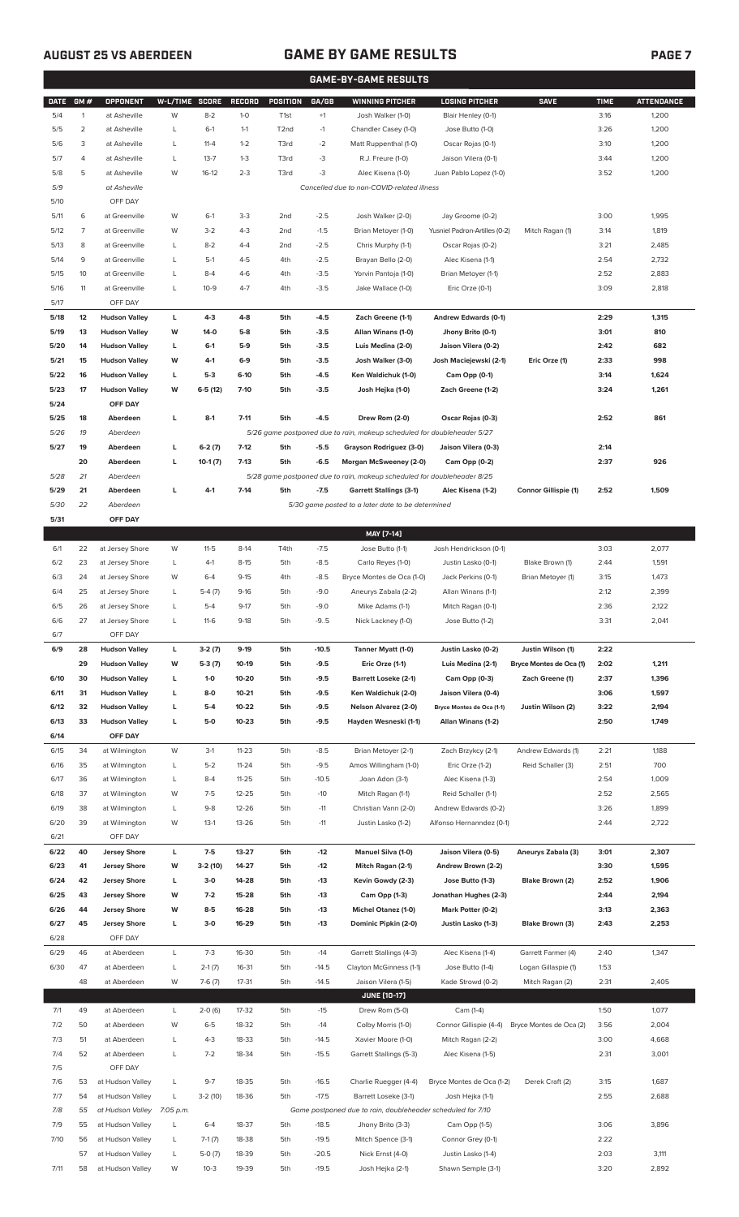# GAME BY GAME RESULTS

AUGUST 25 VS ABERDEEN

## GAME-BY-GAME RESULTS

| DATE | GM # | OPPONENT | W-L/TIME | SCORE | RECORD | POSITION | GA/GB | WINNING PITCHER | LOSING PITCHER | SAVE | TIME | ATTENDANCE |
|---|---|---|---|---|---|---|---|---|---|---|---|---|
| 5/4 | 1 | at Asheville | W | 8-2 | 1-0 | T1st | +1 | Josh Walker (1-0) | Blair Henley (0-1) | | 3:16 | 1,200 |
| 5/5 | 2 | at Asheville | L | 6-1 | 1-1 | T2nd | -1 | Chandler Casey (1-0) | Jose Butto (1-0) | | 3:26 | 1,200 |
| 5/6 | 3 | at Asheville | L | 11-4 | 1-2 | T3rd | -2 | Matt Ruppenthal (1-0) | Oscar Rojas (0-1) | | 3:10 | 1,200 |
| 5/7 | 4 | at Asheville | L | 13-7 | 1-3 | T3rd | -3 | R.J. Freure (1-0) | Jaison Vilera (0-1) | | 3:44 | 1,200 |
| 5/8 | 5 | at Asheville | W | 16-12 | 2-3 | T3rd | -3 | Alec Kisena (1-0) | Juan Pablo Lopez (1-0) | | 3:52 | 1,200 |
| 5/9 | | at Asheville | | | | | | Cancelled due to non-COVID-related illness | | | | |
| 5/10 | | OFF DAY | | | | | | | | | | |
| 5/11 | 6 | at Greenville | W | 6-1 | 3-3 | 2nd | -2.5 | Josh Walker (2-0) | Jay Groome (0-2) | | 3:00 | 1,995 |
| 5/12 | 7 | at Greenville | W | 3-2 | 4-3 | 2nd | -1.5 | Brian Metoyer (1-0) | Yusniel Padron-Artilles (0-2) | Mitch Ragan (1) | 3:14 | 1,819 |
| 5/13 | 8 | at Greenville | L | 8-2 | 4-4 | 2nd | -2.5 | Chris Murphy (1-1) | Oscar Rojas (0-2) | | 3:21 | 2,485 |
| 5/14 | 9 | at Greenville | L | 5-1 | 4-5 | 4th | -2.5 | Brayan Bello (2-0) | Alec Kisena (1-1) | | 2:54 | 2,732 |
| 5/15 | 10 | at Greenville | L | 8-4 | 4-6 | 4th | -3.5 | Yorvin Pantoja (1-0) | Brian Metoyer (1-1) | | 2:52 | 2,883 |
| 5/16 | 11 | at Greenville | L | 10-9 | 4-7 | 4th | -3.5 | Jake Wallace (1-0) | Eric Orze (0-1) | | 3:09 | 2,818 |
| 5/17 | | OFF DAY | | | | | | | | | | |
| **5/18** | **12** | **Hudson Valley** | **L** | **4-3** | **4-8** | **5th** | **-4.5** | **Zach Greene (1-1)** | **Andrew Edwards (0-1)** | | **2:29** | **1,315** |
| **5/19** | **13** | **Hudson Valley** | **W** | **14-0** | **5-8** | **5th** | **-3.5** | **Allan Winans (1-0)** | **Jhony Brito (0-1)** | | **3:01** | **810** |
| **5/20** | **14** | **Hudson Valley** | **L** | **6-1** | **5-9** | **5th** | **-3.5** | **Luis Medina (2-0)** | **Jaison Vilera (0-2)** | | **2:42** | **682** |
| **5/21** | **15** | **Hudson Valley** | **W** | **4-1** | **6-9** | **5th** | **-3.5** | **Josh Walker (3-0)** | **Josh Maciejewski (2-1)** | **Eric Orze (1)** | **2:33** | **998** |
| **5/22** | **16** | **Hudson Valley** | **L** | **5-3** | **6-10** | **5th** | **-4.5** | **Ken Waldichuk (1-0)** | **Cam Opp (0-1)** | | **3:14** | **1,624** |
| **5/23** | **17** | **Hudson Valley** | **W** | **6-5 (12)** | **7-10** | **5th** | **-3.5** | **Josh Hejka (1-0)** | **Zach Greene (1-2)** | | **3:24** | **1,261** |
| **5/24** | | **OFF DAY** | | | | | | | | | | |
| **5/25** | **18** | **Aberdeen** | **L** | **8-1** | **7-11** | **5th** | **-4.5** | **Drew Rom (2-0)** | **Oscar Rojas (0-3)** | | **2:52** | **861** |
| 5/26 | 19 | Aberdeen | | | | | | 5/26 game postponed due to rain, makeup scheduled for doubleheader 5/27 | | | | |
| **5/27** | **19** | **Aberdeen** | **L** | **6-2 (7)** | **7-12** | **5th** | **-5.5** | **Grayson Rodriguez (3-0)** | **Jaison Vilera (0-3)** | | **2:14** | |
| | **20** | **Aberdeen** | **L** | **10-1 (7)** | **7-13** | **5th** | **-6.5** | **Morgan McSweeney (2-0)** | **Cam Opp (0-2)** | | **2:37** | **926** |
| 5/28 | 21 | Aberdeen | | | | | | 5/28 game postponed due to rain, makeup scheduled for doubleheader 8/25 | | | | |
| **5/29** | **21** | **Aberdeen** | **L** | **4-1** | **7-14** | **5th** | **-7.5** | **Garrett Stallings (3-1)** | **Alec Kisena (1-2)** | **Connor Gillispie (1)** | **2:52** | **1,509** |
| 5/30 | 22 | Aberdeen | | | | | | 5/30 game posted to a later date to be determined | | | | |
| **5/31** | | **OFF DAY** | | | | | | | | | | |
| | | | | | | | | **MAY [7-14]** | | | | |
| 6/1 | 22 | at Jersey Shore | W | 11-5 | 8-14 | T4th | -7.5 | Jose Butto (1-1) | Josh Hendrickson (0-1) | | 3:03 | 2,077 |
| 6/2 | 23 | at Jersey Shore | L | 4-1 | 8-15 | 5th | -8.5 | Carlo Reyes (1-0) | Justin Lasko (0-1) | Blake Brown (1) | 2:44 | 1,591 |
| 6/3 | 24 | at Jersey Shore | W | 6-4 | 9-15 | 4th | -8.5 | Bryce Montes de Oca (1-0) | Jack Perkins (0-1) | Brian Metoyer (1) | 3:15 | 1,473 |
| 6/4 | 25 | at Jersey Shore | L | 5-4 (7) | 9-16 | 5th | -9.0 | Aneurys Zabala (2-2) | Allan Winans (1-1) | | 2:12 | 2,399 |
| 6/5 | 26 | at Jersey Shore | L | 5-4 | 9-17 | 5th | -9.0 | Mike Adams (1-1) | Mitch Ragan (0-1) | | 2:36 | 2,122 |
| 6/6 | 27 | at Jersey Shore | L | 11-6 | 9-18 | 5th | -9..5 | Nick Lackney (1-0) | Jose Butto (1-2) | | 3:31 | 2,041 |
| 6/7 | | OFF DAY | | | | | | | | | | |
| **6/9** | **28** | **Hudson Valley** | **L** | **3-2 (7)** | **9-19** | **5th** | **-10.5** | **Tanner Myatt (1-0)** | **Justin Lasko (0-2)** | **Justin Wilson (1)** | **2:22** | |
| | **29** | **Hudson Valley** | **W** | **5-3 (7)** | **10-19** | **5th** | **-9.5** | **Eric Orze (1-1)** | **Luis Medina (2-1)** | **Bryce Montes de Oca (1)** | **2:02** | **1,211** |
| **6/10** | **30** | **Hudson Valley** | **L** | **1-0** | **10-20** | **5th** | **-9.5** | **Barrett Loseke (2-1)** | **Cam Opp (0-3)** | **Zach Greene (1)** | **2:37** | **1,396** |
| **6/11** | **31** | **Hudson Valley** | **L** | **8-0** | **10-21** | **5th** | **-9.5** | **Ken Waldichuk (2-0)** | **Jaison Vilera (0-4)** | | **3:06** | **1,597** |
| **6/12** | **32** | **Hudson Valley** | **L** | **5-4** | **10-22** | **5th** | **-9.5** | **Nelson Alvarez (2-0)** | **Bryce Montes de Oca (1-1)** | **Justin Wilson (2)** | **3:22** | **2,194** |
| **6/13** | **33** | **Hudson Valley** | **L** | **5-0** | **10-23** | **5th** | **-9.5** | **Hayden Wesneski (1-1)** | **Allan Winans (1-2)** | | **2:50** | **1,749** |
| **6/14** | | **OFF DAY** | | | | | | | | | | |
| 6/15 | 34 | at Wilmington | W | 3-1 | 11-23 | 5th | -8.5 | Brian Metoyer (2-1) | Zach Brzykcy (2-1) | Andrew Edwards (1) | 2:21 | 1,188 |
| 6/16 | 35 | at Wilmington | L | 5-2 | 11-24 | 5th | -9.5 | Amos Willingham (1-0) | Eric Orze (1-2) | Reid Schaller (3) | 2:51 | 700 |
| 6/17 | 36 | at Wilmington | L | 8-4 | 11-25 | 5th | -10.5 | Joan Adon (3-1) | Alec Kisena (1-3) | | 2:54 | 1,009 |
| 6/18 | 37 | at Wilmington | W | 7-5 | 12-25 | 5th | -10 | Mitch Ragan (1-1) | Reid Schaller (1-1) | | 2:52 | 2,565 |
| 6/19 | 38 | at Wilmington | L | 9-8 | 12-26 | 5th | -11 | Christian Vann (2-0) | Andrew Edwards (0-2) | | 3:26 | 1,899 |
| 6/20 | 39 | at Wilmington | W | 13-1 | 13-26 | 5th | -11 | Justin Lasko (1-2) | Alfonso Hernanndez (0-1) | | 2:44 | 2,722 |
| 6/21 | | OFF DAY | | | | | | | | | | |
| **6/22** | **40** | **Jersey Shore** | **L** | **7-5** | **13-27** | **5th** | **-12** | **Manuel Silva (1-0)** | **Jaison Vilera (0-5)** | **Aneurys Zabala (3)** | **3:01** | **2,307** |
| **6/23** | **41** | **Jersey Shore** | **W** | **3-2 (10)** | **14-27** | **5th** | **-12** | **Mitch Ragan (2-1)** | **Andrew Brown (2-2)** | | **3:30** | **1,595** |
| **6/24** | **42** | **Jersey Shore** | **L** | **3-0** | **14-28** | **5th** | **-13** | **Kevin Gowdy (2-3)** | **Jose Butto (1-3)** | **Blake Brown (2)** | **2:52** | **1,906** |
| **6/25** | **43** | **Jersey Shore** | **W** | **7-2** | **15-28** | **5th** | **-13** | **Cam Opp (1-3)** | **Jonathan Hughes (2-3)** | | **2:44** | **2,194** |
| **6/26** | **44** | **Jersey Shore** | **W** | **8-5** | **16-28** | **5th** | **-13** | **Michel Otanez (1-0)** | **Mark Potter (0-2)** | | **3:13** | **2,363** |
| **6/27** | **45** | **Jersey Shore** | **L** | **3-0** | **16-29** | **5th** | **-13** | **Dominic Pipkin (2-0)** | **Justin Lasko (1-3)** | **Blake Brown (3)** | **2:43** | **2,253** |
| 6/28 | | OFF DAY | | | | | | | | | | |
| 6/29 | 46 | at Aberdeen | L | 7-3 | 16-30 | 5th | -14 | Garrett Stallings (4-3) | Alec Kisena (1-4) | Garrett Farmer (4) | 2:40 | 1,347 |
| 6/30 | 47 | at Aberdeen | L | 2-1 (7) | 16-31 | 5th | -14.5 | Clayton McGinness (1-1) | Jose Butto (1-4) | Logan Gillaspie (1) | 1:53 | |
| | 48 | at Aberdeen | W | 7-6 (7) | 17-31 | 5th | -14.5 | Jaison Vilera (1-5) | Kade Strowd (0-2) | Mitch Ragan (2) | 2:31 | 2,405 |
| | | | | | | | | **JUNE [10-17]** | | | | |
| 7/1 | 49 | at Aberdeen | L | 2-0 (6) | 17-32 | 5th | -15 | Drew Rom (5-0) | Cam (1-4) | | 1:50 | 1,077 |
| 7/2 | 50 | at Aberdeen | W | 6-5 | 18-32 | 5th | -14 | Colby Morris (1-0) | Connor Gillispie (4-4) | Bryce Montes de Oca (2) | 3:56 | 2,004 |
| 7/3 | 51 | at Aberdeen | L | 4-3 | 18-33 | 5th | -14.5 | Xavier Moore (1-0) | Mitch Ragan (2-2) | | 3:00 | 4,668 |
| 7/4 | 52 | at Aberdeen | L | 7-2 | 18-34 | 5th | -15.5 | Garrett Stallings (5-3) | Alec Kisena (1-5) | | 2:31 | 3,001 |
| 7/5 | | OFF DAY | | | | | | | | | | |
| 7/6 | 53 | at Hudson Valley | L | 9-7 | 18-35 | 5th | -16.5 | Charlie Ruegger (4-4) | Bryce Montes de Oca (1-2) | Derek Craft (2) | 3:15 | 1,687 |
| 7/7 | 54 | at Hudson Valley | L | 3-2 (10) | 18-36 | 5th | -17.5 | Barrett Loseke (3-1) | Josh Hejka (1-1) | | 2:55 | 2,688 |
| 7/8 | 55 | at Hudson Valley | 7:05 p.m. | | | | | Game postponed due to rain, doubleheader scheduled for 7/10 | | | | |
| 7/9 | 55 | at Hudson Valley | L | 6-4 | 18-37 | 5th | -18.5 | Jhony Brito (3-3) | Cam Opp (1-5) | | 3:06 | 3,896 |
| 7/10 | 56 | at Hudson Valley | L | 7-1 (7) | 18-38 | 5th | -19.5 | Mitch Spence (3-1) | Connor Grey (0-1) | | 2:22 | |
| | 57 | at Hudson Valley | L | 5-0 (7) | 18-39 | 5th | -20.5 | Nick Ernst (4-0) | Justin Lasko (1-4) | | 2:03 | 3,111 |
| 7/11 | 58 | at Hudson Valley | W | 10-3 | 19-39 | 5th | -19.5 | Josh Hejka (2-1) | Shawn Semple (3-1) | | 3:20 | 2,892 |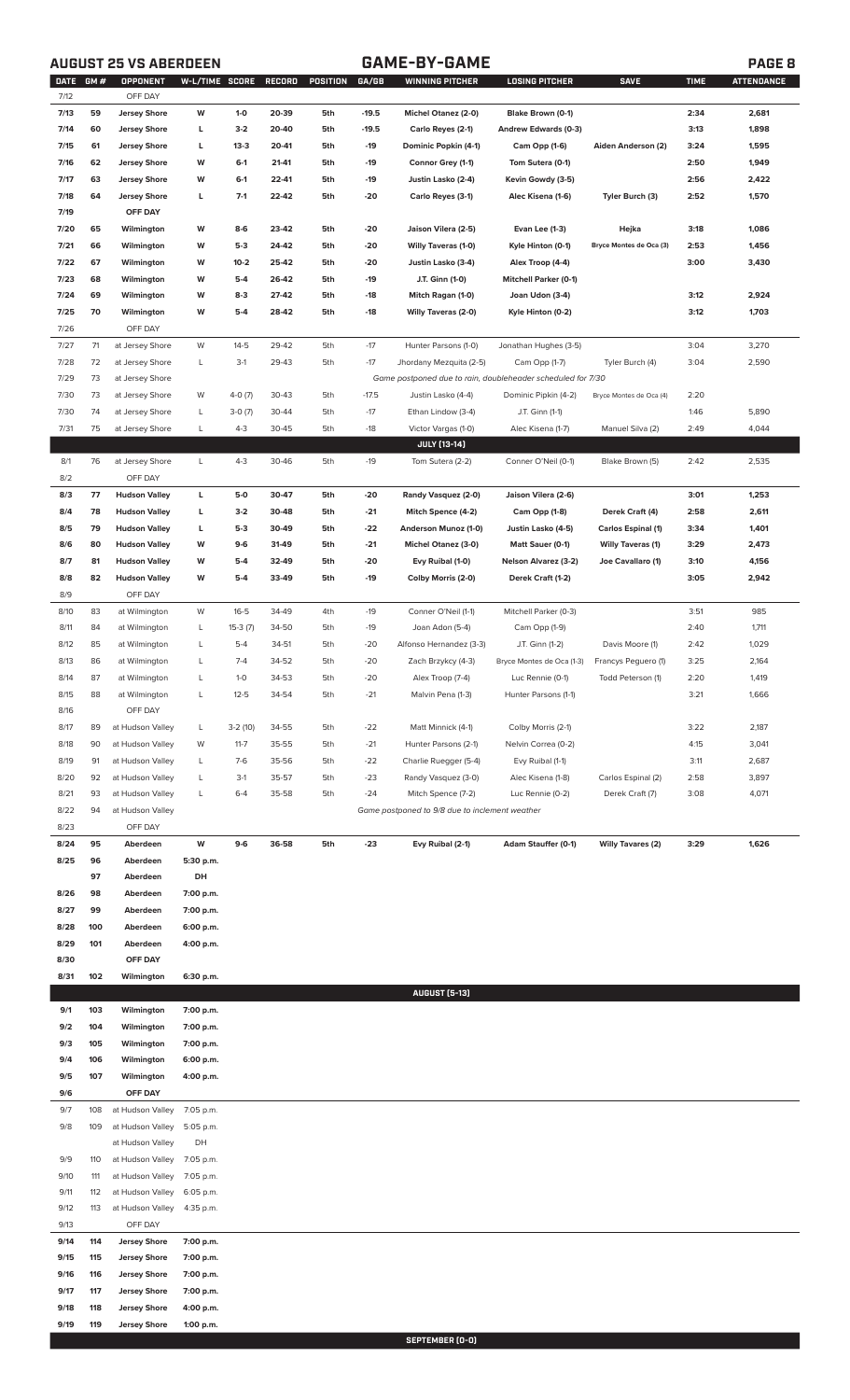**AUGUST 25 VS ABERDEEN** — **GAME-BY-GAME**

| DATE | GM # | OPPONENT | W-L/TIME | SCORE | RECORD | POSITION | GA/GB | WINNING PITCHER | LOSING PITCHER | SAVE | TIME | ATTENDANCE |
|---|---|---|---|---|---|---|---|---|---|---|---|---|
| 7/12 | | OFF DAY | | | | | | | | | | |
| 7/13 | 59 | Jersey Shore | W | 1-0 | 20-39 | 5th | -19.5 | Michel Otanez (2-0) | Blake Brown (0-1) | | 2:34 | 2,681 |
| 7/14 | 60 | Jersey Shore | L | 3-2 | 20-40 | 5th | -19.5 | Carlo Reyes (2-1) | Andrew Edwards (0-3) | | 3:13 | 1,898 |
| 7/15 | 61 | Jersey Shore | L | 13-3 | 20-41 | 5th | -19 | Dominic Popkin (4-1) | Cam Opp (1-6) | Aiden Anderson (2) | 3:24 | 1,595 |
| 7/16 | 62 | Jersey Shore | W | 6-1 | 21-41 | 5th | -19 | Connor Grey (1-1) | Tom Sutera (0-1) | | 2:50 | 1,949 |
| 7/17 | 63 | Jersey Shore | W | 6-1 | 22-41 | 5th | -19 | Justin Lasko (2-4) | Kevin Gowdy (3-5) | | 2:56 | 2,422 |
| 7/18 | 64 | Jersey Shore | L | 7-1 | 22-42 | 5th | -20 | Carlo Reyes (3-1) | Alec Kisena (1-6) | Tyler Burch (3) | 2:52 | 1,570 |
| 7/19 | | OFF DAY | | | | | | | | | | |
| 7/20 | 65 | Wilmington | W | 8-6 | 23-42 | 5th | -20 | Jaison Vilera (2-5) | Evan Lee (1-3) | Hejka | 3:18 | 1,086 |
| 7/21 | 66 | Wilmington | W | 5-3 | 24-42 | 5th | -20 | Willy Taveras (1-0) | Kyle Hinton (0-1) | Bryce Montes de Oca (3) | 2:53 | 1,456 |
| 7/22 | 67 | Wilmington | W | 10-2 | 25-42 | 5th | -20 | Justin Lasko (3-4) | Alex Troop (4-4) | | 3:00 | 3,430 |
| 7/23 | 68 | Wilmington | W | 5-4 | 26-42 | 5th | -19 | J.T. Ginn (1-0) | Mitchell Parker (0-1) | | | |
| 7/24 | 69 | Wilmington | W | 8-3 | 27-42 | 5th | -18 | Mitch Ragan (1-0) | Joan Udon (3-4) | | 3:12 | 2,924 |
| 7/25 | 70 | Wilmington | W | 5-4 | 28-42 | 5th | -18 | Willy Taveras (2-0) | Kyle Hinton (0-2) | | 3:12 | 1,703 |
| 7/26 | | OFF DAY | | | | | | | | | | |
| 7/27 | 71 | at Jersey Shore | W | 14-5 | 29-42 | 5th | -17 | Hunter Parsons (1-0) | Jonathan Hughes (3-5) | | 3:04 | 3,270 |
| 7/28 | 72 | at Jersey Shore | L | 3-1 | 29-43 | 5th | -17 | Jhordany Mezquita (2-5) | Cam Opp (1-7) | Tyler Burch (4) | 3:04 | 2,590 |
| 7/29 | 73 | at Jersey Shore | | | | | | Game postponed due to rain, doubleheader scheduled for 7/30 | | | | |
| 7/30 | 73 | at Jersey Shore | W | 4-0 (7) | 30-43 | 5th | -17.5 | Justin Lasko (4-4) | Dominic Pipkin (4-2) | Bryce Montes de Oca (4) | 2:20 | |
| 7/30 | 74 | at Jersey Shore | L | 3-0 (7) | 30-44 | 5th | -17 | Ethan Lindow (3-4) | J.T. Ginn (1-1) | | 1:46 | 5,890 |
| 7/31 | 75 | at Jersey Shore | L | 4-3 | 30-45 | 5th | -18 | Victor Vargas (1-0) | Alec Kisena (1-7) | Manuel Silva (2) | 2:49 | 4,044 |
| | | | | | | | | **JULY (13-14)** | | | | |
| 8/1 | 76 | at Jersey Shore | L | 4-3 | 30-46 | 5th | -19 | Tom Sutera (2-2) | Conner O'Neil (0-1) | Blake Brown (5) | 2:42 | 2,535 |
| 8/2 | | OFF DAY | | | | | | | | | | |
| 8/3 | 77 | Hudson Valley | L | 5-0 | 30-47 | 5th | -20 | Randy Vasquez (2-0) | Jaison Vilera (2-6) | | 3:01 | 1,253 |
| 8/4 | 78 | Hudson Valley | L | 3-2 | 30-48 | 5th | -21 | Mitch Spence (4-2) | Cam Opp (1-8) | Derek Craft (4) | 2:58 | 2,611 |
| 8/5 | 79 | Hudson Valley | L | 5-3 | 30-49 | 5th | -22 | Anderson Munoz (1-0) | Justin Lasko (4-5) | Carlos Espinal (1) | 3:34 | 1,401 |
| 8/6 | 80 | Hudson Valley | W | 9-6 | 31-49 | 5th | -21 | Michel Otanez (3-0) | Matt Sauer (0-1) | Willy Taveras (1) | 3:29 | 2,473 |
| 8/7 | 81 | Hudson Valley | W | 5-4 | 32-49 | 5th | -20 | Evy Ruibal (1-0) | Nelson Alvarez (3-2) | Joe Cavallaro (1) | 3:10 | 4,156 |
| 8/8 | 82 | Hudson Valley | W | 5-4 | 33-49 | 5th | -19 | Colby Morris (2-0) | Derek Craft (1-2) | | 3:05 | 2,942 |
| 8/9 | | OFF DAY | | | | | | | | | | |
| 8/10 | 83 | at Wilmington | W | 16-5 | 34-49 | 4th | -19 | Conner O'Neil (1-1) | Mitchell Parker (0-3) | | 3:51 | 985 |
| 8/11 | 84 | at Wilmington | L | 15-3 (7) | 34-50 | 5th | -19 | Joan Adon (5-4) | Cam Opp (1-9) | | 2:40 | 1,711 |
| 8/12 | 85 | at Wilmington | L | 5-4 | 34-51 | 5th | -20 | Alfonso Hernandez (3-3) | J.T. Ginn (1-2) | Davis Moore (1) | 2:42 | 1,029 |
| 8/13 | 86 | at Wilmington | L | 7-4 | 34-52 | 5th | -20 | Zach Brzykcy (4-3) | Bryce Montes de Oca (1-3) | Francys Peguero (1) | 3:25 | 2,164 |
| 8/14 | 87 | at Wilmington | L | 1-0 | 34-53 | 5th | -20 | Alex Troop (7-4) | Luc Rennie (0-1) | Todd Peterson (1) | 2:20 | 1,419 |
| 8/15 | 88 | at Wilmington | L | 12-5 | 34-54 | 5th | -21 | Malvin Pena (1-3) | Hunter Parsons (1-1) | | 3:21 | 1,666 |
| 8/16 | | OFF DAY | | | | | | | | | | |
| 8/17 | 89 | at Hudson Valley | L | 3-2 (10) | 34-55 | 5th | -22 | Matt Minnick (4-1) | Colby Morris (2-1) | | 3:22 | 2,187 |
| 8/18 | 90 | at Hudson Valley | W | 11-7 | 35-55 | 5th | -21 | Hunter Parsons (2-1) | Nelvin Correa (0-2) | | 4:15 | 3,041 |
| 8/19 | 91 | at Hudson Valley | L | 7-6 | 35-56 | 5th | -22 | Charlie Ruegger (5-4) | Evy Ruibal (1-1) | | 3:11 | 2,687 |
| 8/20 | 92 | at Hudson Valley | L | 3-1 | 35-57 | 5th | -23 | Randy Vasquez (3-0) | Alec Kisena (1-8) | Carlos Espinal (2) | 2:58 | 3,897 |
| 8/21 | 93 | at Hudson Valley | L | 6-4 | 35-58 | 5th | -24 | Mitch Spence (7-2) | Luc Rennie (0-2) | Derek Craft (7) | 3:08 | 4,071 |
| 8/22 | 94 | at Hudson Valley | | | | | | Game postponed to 9/8 due to inclement weather | | | | |
| 8/23 | | OFF DAY | | | | | | | | | | |
| 8/24 | 95 | Aberdeen | W | 9-6 | 36-58 | 5th | -23 | Evy Ruibal (2-1) | Adam Stauffer (0-1) | Willy Tavares (2) | 3:29 | 1,626 |
| 8/25 | 96 | Aberdeen | 5:30 p.m. | | | | | | | | | |
| | 97 | Aberdeen | DH | | | | | | | | | |
| 8/26 | 98 | Aberdeen | 7:00 p.m. | | | | | | | | | |
| 8/27 | 99 | Aberdeen | 7:00 p.m. | | | | | | | | | |
| 8/28 | 100 | Aberdeen | 6:00 p.m. | | | | | | | | | |
| 8/29 | 101 | Aberdeen | 4:00 p.m. | | | | | | | | | |
| 8/30 | | OFF DAY | | | | | | | | | | |
| 8/31 | 102 | Wilmington | 6:30 p.m. | | | | | | | | | |
| | | | | | | | | **AUGUST (5-13)** | | | | |
| 9/1 | 103 | Wilmington | 7:00 p.m. | | | | | | | | | |
| 9/2 | 104 | Wilmington | 7:00 p.m. | | | | | | | | | |
| 9/3 | 105 | Wilmington | 7:00 p.m. | | | | | | | | | |
| 9/4 | 106 | Wilmington | 6:00 p.m. | | | | | | | | | |
| 9/5 | 107 | Wilmington | 4:00 p.m. | | | | | | | | | |
| 9/6 | | OFF DAY | | | | | | | | | | |
| 9/7 | 108 | at Hudson Valley | 7:05 p.m. | | | | | | | | | |
| 9/8 | 109 | at Hudson Valley | 5:05 p.m. | | | | | | | | | |
| | | at Hudson Valley | DH | | | | | | | | | |
| 9/9 | 110 | at Hudson Valley | 7:05 p.m. | | | | | | | | | |
| 9/10 | 111 | at Hudson Valley | 7:05 p.m. | | | | | | | | | |
| 9/11 | 112 | at Hudson Valley | 6:05 p.m. | | | | | | | | | |
| 9/12 | 113 | at Hudson Valley | 4:35 p.m. | | | | | | | | | |
| 9/13 | | OFF DAY | | | | | | | | | | |
| 9/14 | 114 | Jersey Shore | 7:00 p.m. | | | | | | | | | |
| 9/15 | 115 | Jersey Shore | 7:00 p.m. | | | | | | | | | |
| 9/16 | 116 | Jersey Shore | 7:00 p.m. | | | | | | | | | |
| 9/17 | 117 | Jersey Shore | 7:00 p.m. | | | | | | | | | |
| 9/18 | 118 | Jersey Shore | 4:00 p.m. | | | | | | | | | |
| 9/19 | 119 | Jersey Shore | 1:00 p.m. | | | | | | | | | |
| | | | | | | | | **SEPTEMBER (0-0)** | | | | |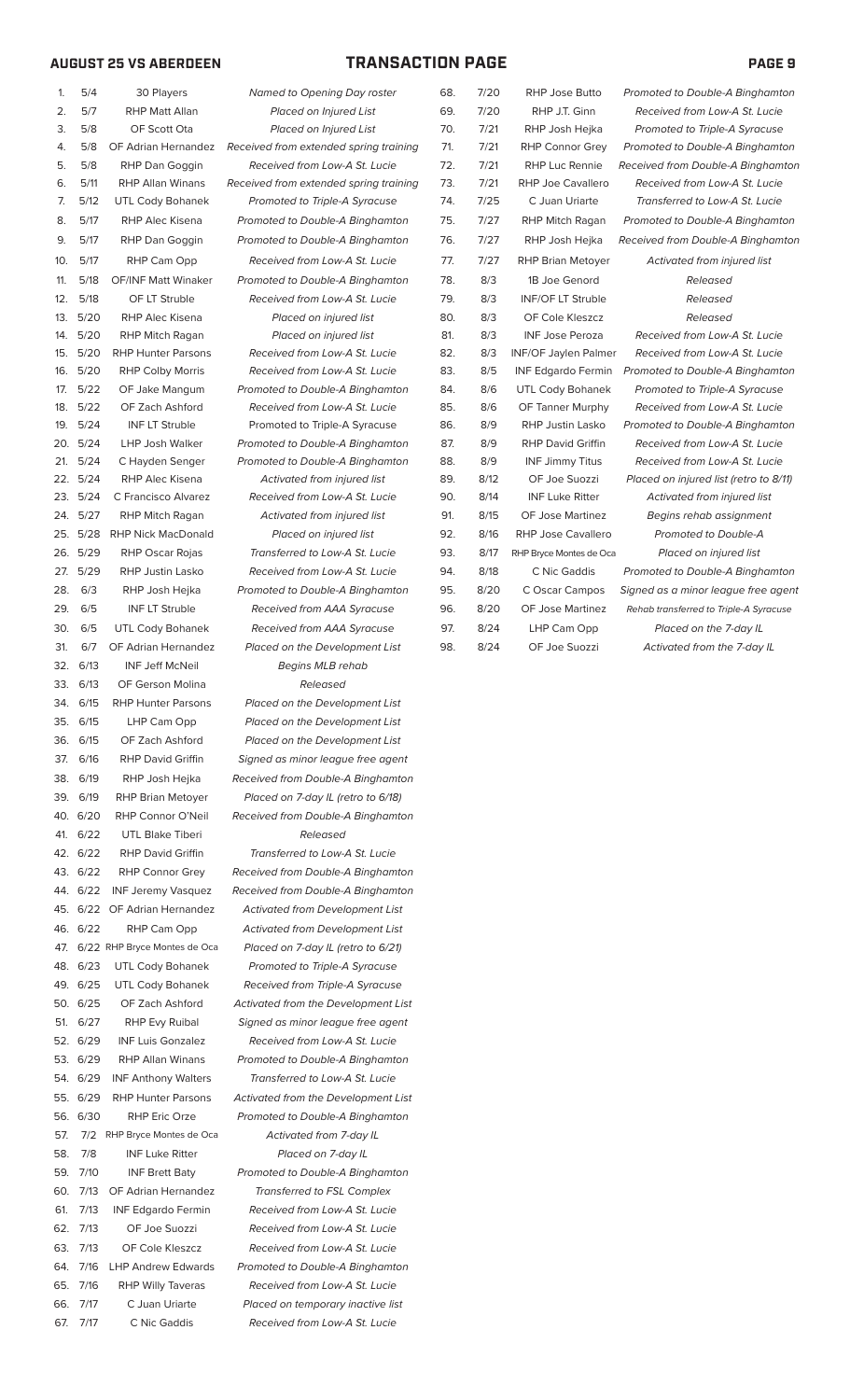## TRANSACTION PAGE

| | | | |
|---|---|---|---|
| 1. | 5/4 | 30 Players | *Named to Opening Day roster* |
| 2. | 5/7 | RHP Matt Allan | *Placed on Injured List* |
| 3. | 5/8 | OF Scott Ota | *Placed on Injured List* |
| 4. | 5/8 | OF Adrian Hernandez | *Received from extended spring training* |
| 5. | 5/8 | RHP Dan Goggin | *Received from Low-A St. Lucie* |
| 6. | 5/11 | RHP Allan Winans | *Received from extended spring training* |
| 7. | 5/12 | UTL Cody Bohanek | *Promoted to Triple-A Syracuse* |
| 8. | 5/17 | RHP Alec Kisena | *Promoted to Double-A Binghamton* |
| 9. | 5/17 | RHP Dan Goggin | *Promoted to Double-A Binghamton* |
| 10. | 5/17 | RHP Cam Opp | *Received from Low-A St. Lucie* |
| 11. | 5/18 | OF/INF Matt Winaker | *Promoted to Double-A Binghamton* |
| 12. | 5/18 | OF LT Struble | *Received from Low-A St. Lucie* |
| 13. | 5/20 | RHP Alec Kisena | *Placed on injured list* |
| 14. | 5/20 | RHP Mitch Ragan | *Placed on injured list* |
| 15. | 5/20 | RHP Hunter Parsons | *Received from Low-A St. Lucie* |
| 16. | 5/20 | RHP Colby Morris | *Received from Low-A St. Lucie* |
| 17. | 5/22 | OF Jake Mangum | *Promoted to Double-A Binghamton* |
| 18. | 5/22 | OF Zach Ashford | *Received from Low-A St. Lucie* |
| 19. | 5/24 | INF LT Struble | Promoted to Triple-A Syracuse |
| 20. | 5/24 | LHP Josh Walker | *Promoted to Double-A Binghamton* |
| 21. | 5/24 | C Hayden Senger | *Promoted to Double-A Binghamton* |
| 22. | 5/24 | RHP Alec Kisena | *Activated from injured list* |
| 23. | 5/24 | C Francisco Alvarez | *Received from Low-A St. Lucie* |
| 24. | 5/27 | RHP Mitch Ragan | *Activated from injured list* |
| 25. | 5/28 | RHP Nick MacDonald | *Placed on injured list* |
| 26. | 5/29 | RHP Oscar Rojas | *Transferred to Low-A St. Lucie* |
| 27. | 5/29 | RHP Justin Lasko | *Received from Low-A St. Lucie* |
| 28. | 6/3 | RHP Josh Hejka | *Promoted to Double-A Binghamton* |
| 29. | 6/5 | INF LT Struble | *Received from AAA Syracuse* |
| 30. | 6/5 | UTL Cody Bohanek | *Received from AAA Syracuse* |
| 31. | 6/7 | OF Adrian Hernandez | *Placed on the Development List* |
| 32. | 6/13 | INF Jeff McNeil | *Begins MLB rehab* |
| 33. | 6/13 | OF Gerson Molina | *Released* |
| 34. | 6/15 | RHP Hunter Parsons | *Placed on the Development List* |
| 35. | 6/15 | LHP Cam Opp | *Placed on the Development List* |
| 36. | 6/15 | OF Zach Ashford | *Placed on the Development List* |
| 37. | 6/16 | RHP David Griffin | *Signed as minor league free agent* |
| 38. | 6/19 | RHP Josh Hejka | *Received from Double-A Binghamton* |
| 39. | 6/19 | RHP Brian Metoyer | *Placed on 7-day IL (retro to 6/18)* |
| 40. | 6/20 | RHP Connor O'Neil | *Received from Double-A Binghamton* |
| 41. | 6/22 | UTL Blake Tiberi | *Released* |
| 42. | 6/22 | RHP David Griffin | *Transferred to Low-A St. Lucie* |
| 43. | 6/22 | RHP Connor Grey | *Received from Double-A Binghamton* |
| 44. | 6/22 | INF Jeremy Vasquez | *Received from Double-A Binghamton* |
| 45. | 6/22 | OF Adrian Hernandez | *Activated from Development List* |
| 46. | 6/22 | RHP Cam Opp | *Activated from Development List* |
| 47. | 6/22 | RHP Bryce Montes de Oca | *Placed on 7-day IL (retro to 6/21)* |
| 48. | 6/23 | UTL Cody Bohanek | *Promoted to Triple-A Syracuse* |
| 49. | 6/25 | UTL Cody Bohanek | *Received from Triple-A Syracuse* |
| 50. | 6/25 | OF Zach Ashford | *Activated from the Development List* |
| 51. | 6/27 | RHP Evy Ruibal | *Signed as minor league free agent* |
| 52. | 6/29 | INF Luis Gonzalez | *Received from Low-A St. Lucie* |
| 53. | 6/29 | RHP Allan Winans | *Promoted to Double-A Binghamton* |
| 54. | 6/29 | INF Anthony Walters | *Transferred to Low-A St. Lucie* |
| 55. | 6/29 | RHP Hunter Parsons | *Activated from the Development List* |
| 56. | 6/30 | RHP Eric Orze | *Promoted to Double-A Binghamton* |
| 57. | 7/2 | RHP Bryce Montes de Oca | *Activated from 7-day IL* |
| 58. | 7/8 | INF Luke Ritter | *Placed on 7-day IL* |
| 59. | 7/10 | INF Brett Baty | *Promoted to Double-A Binghamton* |
| 60. | 7/13 | OF Adrian Hernandez | *Transferred to FSL Complex* |
| 61. | 7/13 | INF Edgardo Fermin | *Received from Low-A St. Lucie* |
| 62. | 7/13 | OF Joe Suozzi | *Received from Low-A St. Lucie* |
| 63. | 7/13 | OF Cole Kleszcz | *Received from Low-A St. Lucie* |
| 64. | 7/16 | LHP Andrew Edwards | *Promoted to Double-A Binghamton* |
| 65. | 7/16 | RHP Willy Taveras | *Received from Low-A St. Lucie* |
| 66. | 7/17 | C Juan Uriarte | *Placed on temporary inactive list* |
| 67. | 7/17 | C Nic Gaddis | *Received from Low-A St. Lucie* |
| 68. | 7/20 | RHP Jose Butto | *Promoted to Double-A Binghamton* |
| 69. | 7/20 | RHP J.T. Ginn | *Received from Low-A St. Lucie* |
| 70. | 7/21 | RHP Josh Hejka | *Promoted to Triple-A Syracuse* |
| 71. | 7/21 | RHP Connor Grey | *Promoted to Double-A Binghamton* |
| 72. | 7/21 | RHP Luc Rennie | *Received from Double-A Binghamton* |
| 73. | 7/21 | RHP Joe Cavallero | *Received from Low-A St. Lucie* |
| 74. | 7/25 | C Juan Uriarte | *Transferred to Low-A St. Lucie* |
| 75. | 7/27 | RHP Mitch Ragan | *Promoted to Double-A Binghamton* |
| 76. | 7/27 | RHP Josh Hejka | *Received from Double-A Binghamton* |
| 77. | 7/27 | RHP Brian Metoyer | *Activated from injured list* |
| 78. | 8/3 | 1B Joe Genord | *Released* |
| 79. | 8/3 | INF/OF LT Struble | *Released* |
| 80. | 8/3 | OF Cole Kleszcz | *Released* |
| 81. | 8/3 | INF Jose Peroza | *Received from Low-A St. Lucie* |
| 82. | 8/3 | INF/OF Jaylen Palmer | *Received from Low-A St. Lucie* |
| 83. | 8/5 | INF Edgardo Fermin | *Promoted to Double-A Binghamton* |
| 84. | 8/6 | UTL Cody Bohanek | *Promoted to Triple-A Syracuse* |
| 85. | 8/6 | OF Tanner Murphy | *Received from Low-A St. Lucie* |
| 86. | 8/9 | RHP Justin Lasko | *Promoted to Double-A Binghamton* |
| 87. | 8/9 | RHP David Griffin | *Received from Low-A St. Lucie* |
| 88. | 8/9 | INF Jimmy Titus | *Received from Low-A St. Lucie* |
| 89. | 8/12 | OF Joe Suozzi | *Placed on injured list (retro to 8/11)* |
| 90. | 8/14 | INF Luke Ritter | *Activated from injured list* |
| 91. | 8/15 | OF Jose Martinez | *Begins rehab assignment* |
| 92. | 8/16 | RHP Jose Cavallero | *Promoted to Double-A* |
| 93. | 8/17 | RHP Bryce Montes de Oca | *Placed on injured list* |
| 94. | 8/18 | C Nic Gaddis | *Promoted to Double-A Binghamton* |
| 95. | 8/20 | C Oscar Campos | *Signed as a minor league free agent* |
| 96. | 8/20 | OF Jose Martinez | *Rehab transferred to Triple-A Syracuse* |
| 97. | 8/24 | LHP Cam Opp | *Placed on the 7-day IL* |
| 98. | 8/24 | OF Joe Suozzi | *Activated from the 7-day IL* |